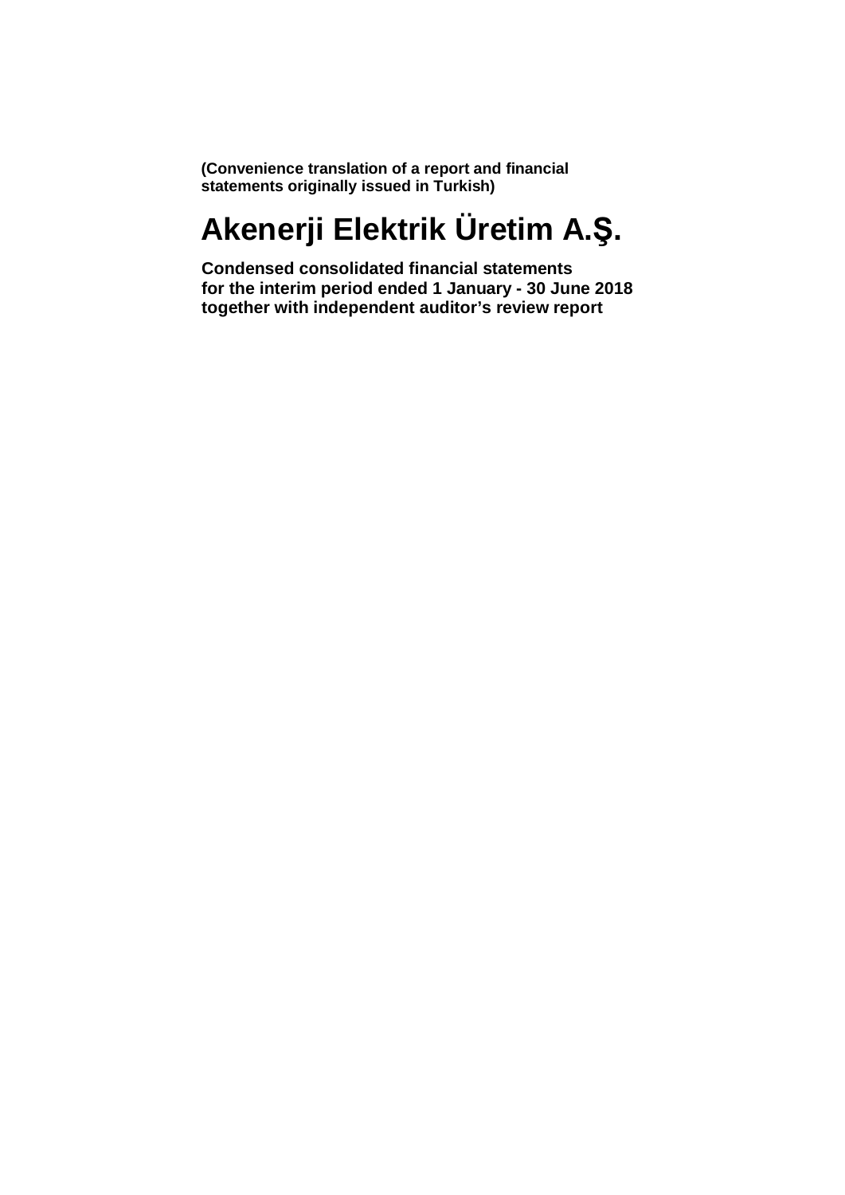**(Convenience translation of a report and financial statements originally issued in Turkish)**

# Akenerji Elektrik Üretim A.Ş.

**Condensed consolidated financial statements for the interim period ended 1 January - 30 June 2018 together with independent auditor's review report**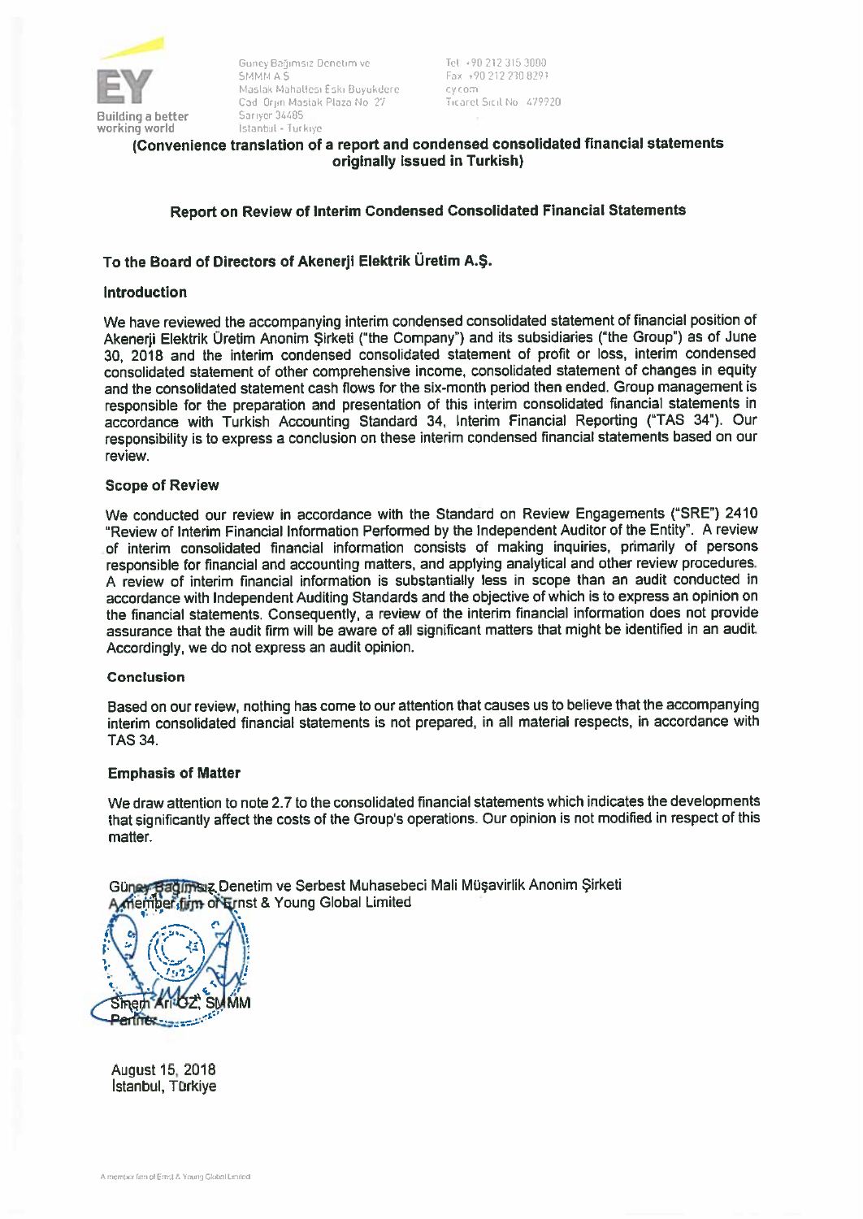Guney Bağımsız Denetim ve SMMM A.Ş.
Maslak Mahallesi Eski Büyükdere Cad. Orjin Maslak Plaza No: 27
Sarıyer 34485
İstanbul - Turkiye

Tel: +90 212 315 3000
Fax: +90 212 230 8291
ey.com
Ticaret Sicil No: 479920

**(Convenience translation of a report and condensed consolidated financial statements originally issued in Turkish)**

## Report on Review of Interim Condensed Consolidated Financial Statements

### To the Board of Directors of Akenerji Elektrik Üretim A.Ş.

#### Introduction

We have reviewed the accompanying interim condensed consolidated statement of financial position of Akenerji Elektrik Üretim Anonim Şirketi ("the Company") and its subsidiaries ("the Group") as of June 30, 2018 and the interim condensed consolidated statement of profit or loss, interim condensed consolidated statement of other comprehensive income, consolidated statement of changes in equity and the consolidated statement cash flows for the six-month period then ended. Group management is responsible for the preparation and presentation of this interim consolidated financial statements in accordance with Turkish Accounting Standard 34, Interim Financial Reporting ("TAS 34"). Our responsibility is to express a conclusion on these interim condensed financial statements based on our review.

#### Scope of Review

We conducted our review in accordance with the Standard on Review Engagements ("SRE") 2410 "Review of Interim Financial Information Performed by the Independent Auditor of the Entity". A review of interim consolidated financial information consists of making inquiries, primarily of persons responsible for financial and accounting matters, and applying analytical and other review procedures. A review of interim financial information is substantially less in scope than an audit conducted in accordance with Independent Auditing Standards and the objective of which is to express an opinion on the financial statements. Consequently, a review of the interim financial information does not provide assurance that the audit firm will be aware of all significant matters that might be identified in an audit. Accordingly, we do not express an audit opinion.

#### Conclusion

Based on our review, nothing has come to our attention that causes us to believe that the accompanying interim consolidated financial statements is not prepared, in all material respects, in accordance with TAS 34.

#### Emphasis of Matter

We draw attention to note 2.7 to the consolidated financial statements which indicates the developments that significantly affect the costs of the Group's operations. Our opinion is not modified in respect of this matter.

Güney Bağımsız Denetim ve Serbest Muhasebeci Mali Müşavirlik Anonim Şirketi
A member firm of Ernst & Young Global Limited

Sinem Arı ÖZ, SMMM
Partner

August 15, 2018
İstanbul, Türkiye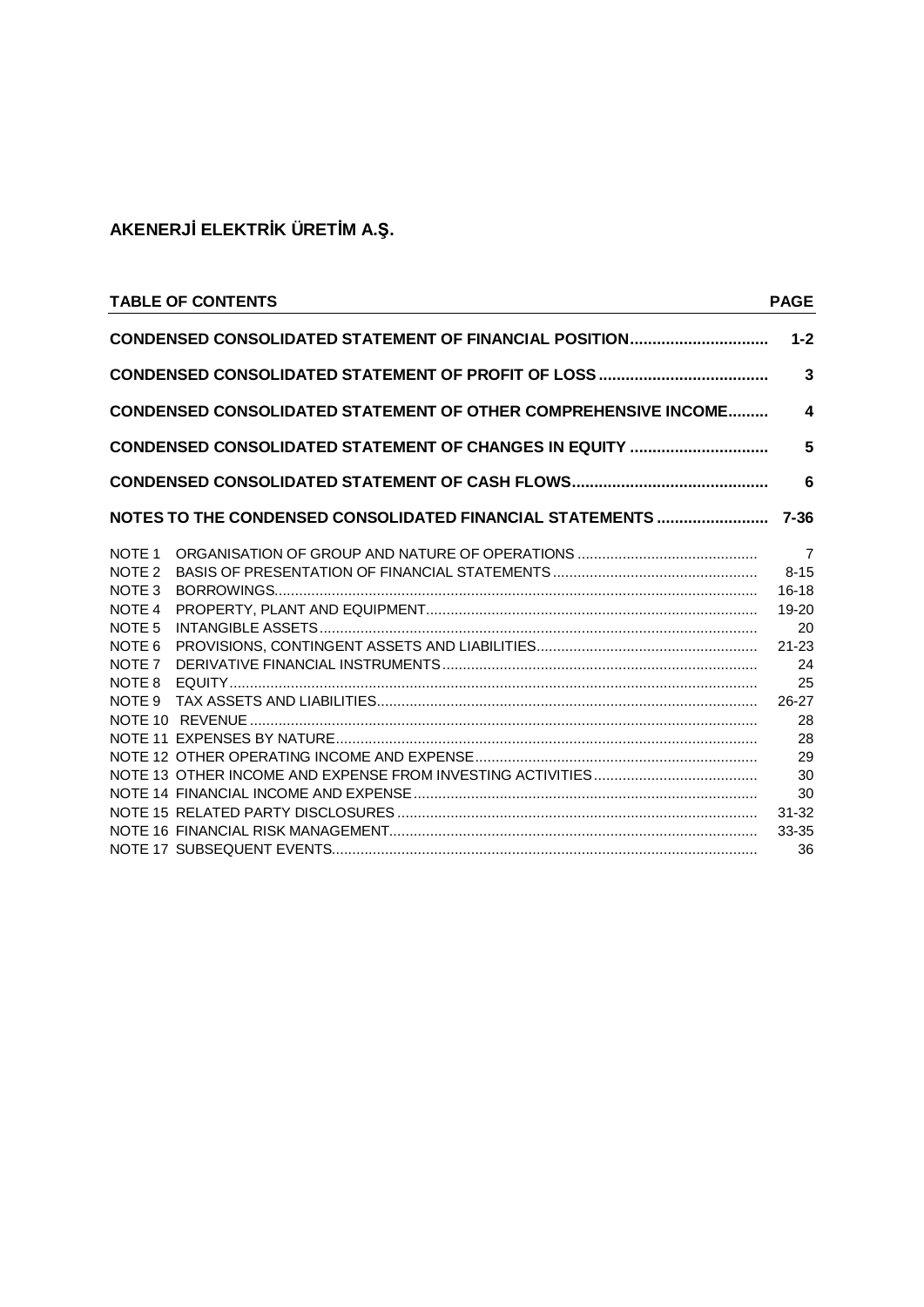# AKENERJİ ELEKTRİK ÜRETİM A.Ş.

| TABLE OF CONTENTS | PAGE |
|---|---|
| **CONDENSED CONSOLIDATED STATEMENT OF FINANCIAL POSITION** | **1-2** |
| **CONDENSED CONSOLIDATED STATEMENT OF PROFIT OF LOSS** | **3** |
| **CONDENSED CONSOLIDATED STATEMENT OF OTHER COMPREHENSIVE INCOME** | **4** |
| **CONDENSED CONSOLIDATED STATEMENT OF CHANGES IN EQUITY** | **5** |
| **CONDENSED CONSOLIDATED STATEMENT OF CASH FLOWS** | **6** |
| **NOTES TO THE CONDENSED CONSOLIDATED FINANCIAL STATEMENTS** | **7-36** |
| NOTE 1 ORGANISATION OF GROUP AND NATURE OF OPERATIONS | 7 |
| NOTE 2 BASIS OF PRESENTATION OF FINANCIAL STATEMENTS | 8-15 |
| NOTE 3 BORROWINGS | 16-18 |
| NOTE 4 PROPERTY, PLANT AND EQUIPMENT | 19-20 |
| NOTE 5 INTANGIBLE ASSETS | 20 |
| NOTE 6 PROVISIONS, CONTINGENT ASSETS AND LIABILITIES | 21-23 |
| NOTE 7 DERIVATIVE FINANCIAL INSTRUMENTS | 24 |
| NOTE 8 EQUITY | 25 |
| NOTE 9 TAX ASSETS AND LIABILITIES | 26-27 |
| NOTE 10 REVENUE | 28 |
| NOTE 11 EXPENSES BY NATURE | 28 |
| NOTE 12 OTHER OPERATING INCOME AND EXPENSE | 29 |
| NOTE 13 OTHER INCOME AND EXPENSE FROM INVESTING ACTIVITIES | 30 |
| NOTE 14 FINANCIAL INCOME AND EXPENSE | 30 |
| NOTE 15 RELATED PARTY DISCLOSURES | 31-32 |
| NOTE 16 FINANCIAL RISK MANAGEMENT | 33-35 |
| NOTE 17 SUBSEQUENT EVENTS | 36 |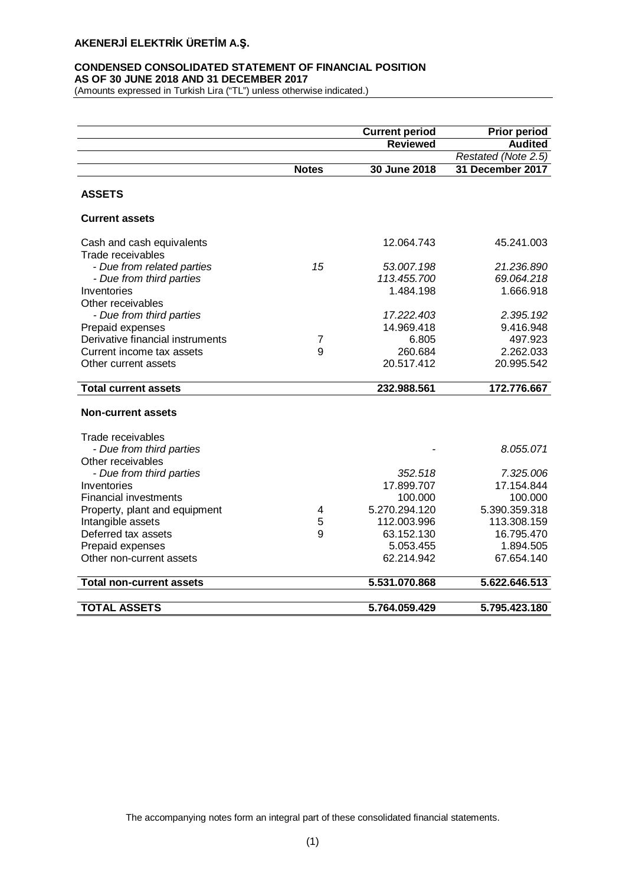**AKENERJİ ELEKTRİK ÜRETİM A.Ş.**

**CONDENSED CONSOLIDATED STATEMENT OF FINANCIAL POSITION**
**AS OF 30 JUNE 2018 AND 31 DECEMBER 2017**
(Amounts expressed in Turkish Lira ("TL") unless otherwise indicated.)

| | | Current period | Prior period |
|---|---|---|---|
| | | Reviewed | Audited |
| | | | *Restated (Note 2.5)* |
| | **Notes** | **30 June 2018** | **31 December 2017** |
| **ASSETS** | | | |
| **Current assets** | | | |
| Cash and cash equivalents | | 12.064.743 | 45.241.003 |
| Trade receivables | | | |
| *- Due from related parties* | *15* | *53.007.198* | *21.236.890* |
| *- Due from third parties* | | *113.455.700* | *69.064.218* |
| Inventories | | 1.484.198 | 1.666.918 |
| Other receivables | | | |
| *- Due from third parties* | | *17.222.403* | *2.395.192* |
| Prepaid expenses | | 14.969.418 | 9.416.948 |
| Derivative financial instruments | 7 | 6.805 | 497.923 |
| Current income tax assets | 9 | 260.684 | 2.262.033 |
| Other current assets | | 20.517.412 | 20.995.542 |
| **Total current assets** | | **232.988.561** | **172.776.667** |
| **Non-current assets** | | | |
| Trade receivables | | | |
| *- Due from third parties* | | - | *8.055.071* |
| Other receivables | | | |
| *- Due from third parties* | | *352.518* | *7.325.006* |
| Inventories | | 17.899.707 | 17.154.844 |
| Financial investments | | 100.000 | 100.000 |
| Property, plant and equipment | 4 | 5.270.294.120 | 5.390.359.318 |
| Intangible assets | 5 | 112.003.996 | 113.308.159 |
| Deferred tax assets | 9 | 63.152.130 | 16.795.470 |
| Prepaid expenses | | 5.053.455 | 1.894.505 |
| Other non-current assets | | 62.214.942 | 67.654.140 |
| **Total non-current assets** | | **5.531.070.868** | **5.622.646.513** |
| **TOTAL ASSETS** | | **5.764.059.429** | **5.795.423.180** |

The accompanying notes form an integral part of these consolidated financial statements.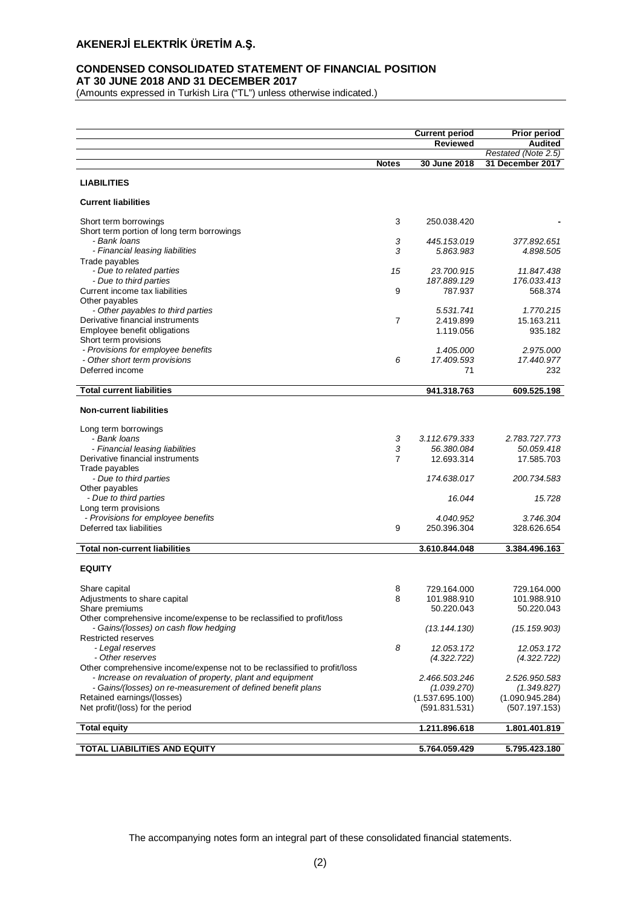# AKENERJİ ELEKTRİK ÜRETİM A.Ş.

## CONDENSED CONSOLIDATED STATEMENT OF FINANCIAL POSITION AT 30 JUNE 2018 AND 31 DECEMBER 2017

(Amounts expressed in Turkish Lira ("TL") unless otherwise indicated.)

| | | Current period | Prior period |
|---|---|---|---|
| | | Reviewed | Audited |
| | | | *Restated (Note 2.5)* |
| | Notes | 30 June 2018 | 31 December 2017 |
| **LIABILITIES** | | | |
| **Current liabilities** | | | |
| Short term borrowings | 3 | 250.038.420 | - |
| Short term portion of long term borrowings | | | |
| *- Bank loans* | *3* | *445.153.019* | *377.892.651* |
| *- Financial leasing liabilities* | *3* | *5.863.983* | *4.898.505* |
| Trade payables | | | |
| *- Due to related parties* | *15* | *23.700.915* | *11.847.438* |
| *- Due to third parties* | | *187.889.129* | *176.033.413* |
| Current income tax liabilities | 9 | 787.937 | 568.374 |
| Other payables | | | |
| *- Other payables to third parties* | | *5.531.741* | *1.770.215* |
| Derivative financial instruments | 7 | 2.419.899 | 15.163.211 |
| Employee benefit obligations | | 1.119.056 | 935.182 |
| Short term provisions | | | |
| *- Provisions for employee benefits* | | *1.405.000* | *2.975.000* |
| *- Other short term provisions* | *6* | *17.409.593* | *17.440.977* |
| Deferred income | | 71 | 232 |
| **Total current liabilities** | | **941.318.763** | **609.525.198** |
| **Non-current liabilities** | | | |
| Long term borrowings | | | |
| *- Bank loans* | *3* | *3.112.679.333* | *2.783.727.773* |
| *- Financial leasing liabilities* | *3* | *56.380.084* | *50.059.418* |
| Derivative financial instruments | 7 | 12.693.314 | 17.585.703 |
| Trade payables | | | |
| *- Due to third parties* | | *174.638.017* | *200.734.583* |
| Other payables | | | |
| *- Due to third parties* | | *16.044* | *15.728* |
| Long term provisions | | | |
| *- Provisions for employee benefits* | | *4.040.952* | *3.746.304* |
| Deferred tax liabilities | 9 | 250.396.304 | 328.626.654 |
| **Total non-current liabilities** | | **3.610.844.048** | **3.384.496.163** |
| **EQUITY** | | | |
| Share capital | 8 | 729.164.000 | 729.164.000 |
| Adjustments to share capital | 8 | 101.988.910 | 101.988.910 |
| Share premiums | | 50.220.043 | 50.220.043 |
| Other comprehensive income/expense to be reclassified to profit/loss | | | |
| *- Gains/(losses) on cash flow hedging* | | *(13.144.130)* | *(15.159.903)* |
| Restricted reserves | | | |
| *- Legal reserves* | *8* | *12.053.172* | *12.053.172* |
| *- Other reserves* | | *(4.322.722)* | *(4.322.722)* |
| Other comprehensive income/expense not to be reclassified to profit/loss | | | |
| *- Increase on revaluation of property, plant and equipment* | | *2.466.503.246* | *2.526.950.583* |
| *- Gains/(losses) on re-measurement of defined benefit plans* | | *(1.039.270)* | *(1.349.827)* |
| Retained earnings/(losses) | | (1.537.695.100) | (1.090.945.284) |
| Net profit/(loss) for the period | | (591.831.531) | (507.197.153) |
| **Total equity** | | **1.211.896.618** | **1.801.401.819** |
| **TOTAL LIABILITIES AND EQUITY** | | **5.764.059.429** | **5.795.423.180** |

The accompanying notes form an integral part of these consolidated financial statements.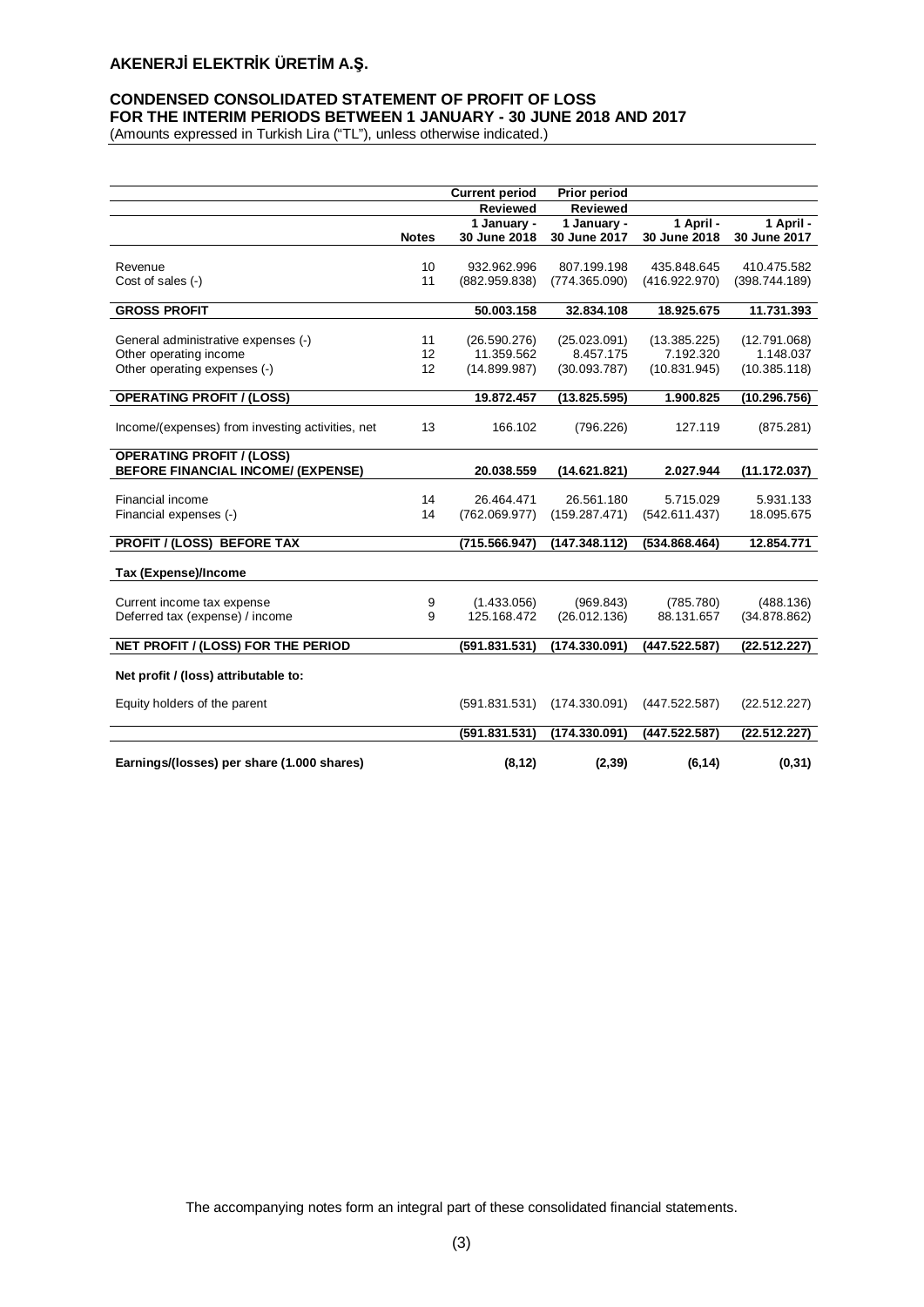# AKENERJİ ELEKTRİK ÜRETİM A.Ş.

## CONDENSED CONSOLIDATED STATEMENT OF PROFIT OF LOSS FOR THE INTERIM PERIODS BETWEEN 1 JANUARY - 30 JUNE 2018 AND 2017

(Amounts expressed in Turkish Lira ("TL"), unless otherwise indicated.)

| | | Current period | Prior period | | |
|---|---|---|---|---|---|
| | | Reviewed | Reviewed | | |
| | Notes | 1 January - 30 June 2018 | 1 January - 30 June 2017 | 1 April - 30 June 2018 | 1 April - 30 June 2017 |
| Revenue | 10 | 932.962.996 | 807.199.198 | 435.848.645 | 410.475.582 |
| Cost of sales (-) | 11 | (882.959.838) | (774.365.090) | (416.922.970) | (398.744.189) |
| **GROSS PROFIT** | | **50.003.158** | **32.834.108** | **18.925.675** | **11.731.393** |
| General administrative expenses (-) | 11 | (26.590.276) | (25.023.091) | (13.385.225) | (12.791.068) |
| Other operating income | 12 | 11.359.562 | 8.457.175 | 7.192.320 | 1.148.037 |
| Other operating expenses (-) | 12 | (14.899.987) | (30.093.787) | (10.831.945) | (10.385.118) |
| **OPERATING PROFIT / (LOSS)** | | **19.872.457** | **(13.825.595)** | **1.900.825** | **(10.296.756)** |
| Income/(expenses) from investing activities, net | 13 | 166.102 | (796.226) | 127.119 | (875.281) |
| **OPERATING PROFIT / (LOSS) BEFORE FINANCIAL INCOME/ (EXPENSE)** | | **20.038.559** | **(14.621.821)** | **2.027.944** | **(11.172.037)** |
| Financial income | 14 | 26.464.471 | 26.561.180 | 5.715.029 | 5.931.133 |
| Financial expenses (-) | 14 | (762.069.977) | (159.287.471) | (542.611.437) | 18.095.675 |
| **PROFIT / (LOSS) BEFORE TAX** | | **(715.566.947)** | **(147.348.112)** | **(534.868.464)** | **12.854.771** |
| **Tax (Expense)/Income** | | | | | |
| Current income tax expense | 9 | (1.433.056) | (969.843) | (785.780) | (488.136) |
| Deferred tax (expense) / income | 9 | 125.168.472 | (26.012.136) | 88.131.657 | (34.878.862) |
| **NET PROFIT / (LOSS) FOR THE PERIOD** | | **(591.831.531)** | **(174.330.091)** | **(447.522.587)** | **(22.512.227)** |
| **Net profit / (loss) attributable to:** | | | | | |
| Equity holders of the parent | | (591.831.531) | (174.330.091) | (447.522.587) | (22.512.227) |
| | | **(591.831.531)** | **(174.330.091)** | **(447.522.587)** | **(22.512.227)** |
| **Earnings/(losses) per share (1.000 shares)** | | **(8,12)** | **(2,39)** | **(6,14)** | **(0,31)** |

The accompanying notes form an integral part of these consolidated financial statements.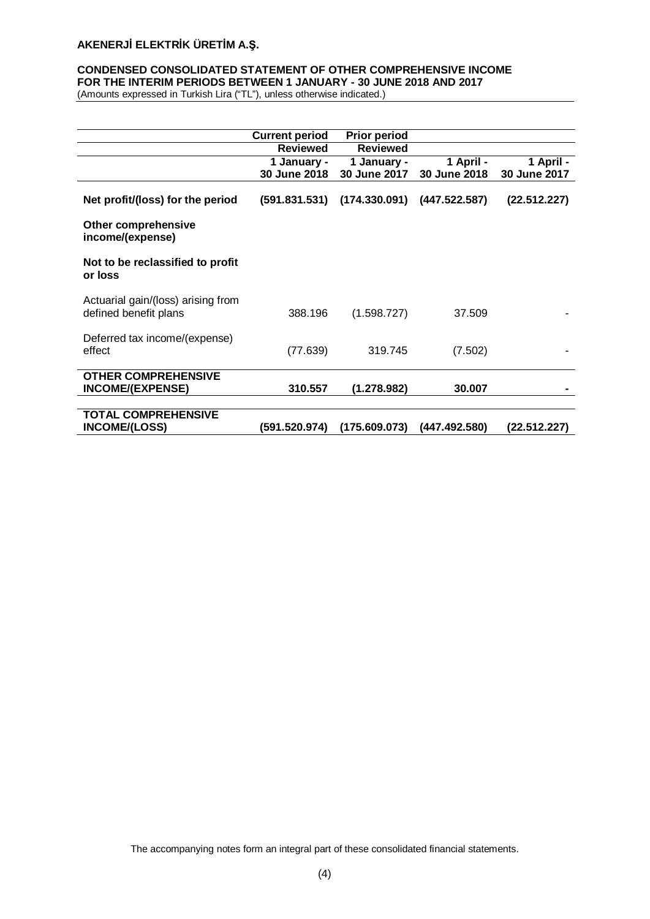**AKENERJİ ELEKTRİK ÜRETİM A.Ş.**

**CONDENSED CONSOLIDATED STATEMENT OF OTHER COMPREHENSIVE INCOME**
**FOR THE INTERIM PERIODS BETWEEN 1 JANUARY - 30 JUNE 2018 AND 2017**
(Amounts expressed in Turkish Lira ("TL"), unless otherwise indicated.)

| | **Current period** | **Prior period** | | |
|---|---|---|---|---|
| | **Reviewed** | **Reviewed** | | |
| | **1 January - 30 June 2018** | **1 January - 30 June 2017** | **1 April - 30 June 2018** | **1 April - 30 June 2017** |
| **Net profit/(loss) for the period** | **(591.831.531)** | **(174.330.091)** | **(447.522.587)** | **(22.512.227)** |
| **Other comprehensive income/(expense)** | | | | |
| **Not to be reclassified to profit or loss** | | | | |
| Actuarial gain/(loss) arising from defined benefit plans | 388.196 | (1.598.727) | 37.509 | - |
| Deferred tax income/(expense) effect | (77.639) | 319.745 | (7.502) | - |
| **OTHER COMPREHENSIVE INCOME/(EXPENSE)** | **310.557** | **(1.278.982)** | **30.007** | **-** |
| **TOTAL COMPREHENSIVE INCOME/(LOSS)** | **(591.520.974)** | **(175.609.073)** | **(447.492.580)** | **(22.512.227)** |

The accompanying notes form an integral part of these consolidated financial statements.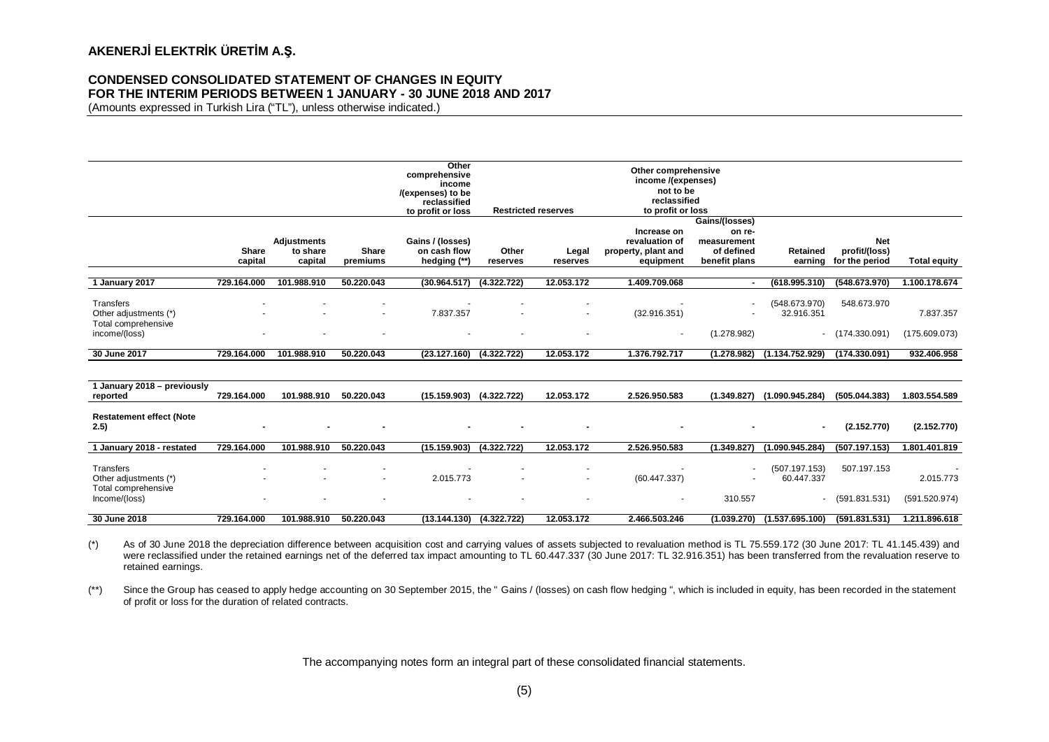# AKENERJİ ELEKTRİK ÜRETİM A.Ş.

## CONDENSED CONSOLIDATED STATEMENT OF CHANGES IN EQUITY FOR THE INTERIM PERIODS BETWEEN 1 JANUARY - 30 JUNE 2018 AND 2017

(Amounts expressed in Turkish Lira ("TL"), unless otherwise indicated.)

| | | | | Other comprehensive income /(expenses) to be reclassified to profit or loss | Restricted reserves | | Other comprehensive income /(expenses) not to be reclassified to profit or loss | | | | |
|---|---|---|---|---|---|---|---|---|---|---|---|
| | Share capital | Adjustments to share capital | Share premiums | Gains / (losses) on cash flow hedging (**) | Other reserves | Legal reserves | Increase on revaluation of property, plant and equipment | Gains/(losses) on re-measurement of defined benefit plans | Retained earning | Net profit/(loss) for the period | Total equity |
| **1 January 2017** | **729.164.000** | **101.988.910** | **50.220.043** | **(30.964.517)** | **(4.322.722)** | **12.053.172** | **1.409.709.068** | **-** | **(618.995.310)** | **(548.673.970)** | **1.100.178.674** |
| Transfers | - | - | - | - | - | - | - | - | (548.673.970) | 548.673.970 | |
| Other adjustments (*) | - | - | - | 7.837.357 | - | - | (32.916.351) | - | 32.916.351 | | 7.837.357 |
| Total comprehensive income/(loss) | - | - | - | - | - | - | - | (1.278.982) | - | (174.330.091) | (175.609.073) |
| **30 June 2017** | **729.164.000** | **101.988.910** | **50.220.043** | **(23.127.160)** | **(4.322.722)** | **12.053.172** | **1.376.792.717** | **(1.278.982)** | **(1.134.752.929)** | **(174.330.091)** | **932.406.958** |
| **1 January 2018 – previously reported** | **729.164.000** | **101.988.910** | **50.220.043** | **(15.159.903)** | **(4.322.722)** | **12.053.172** | **2.526.950.583** | **(1.349.827)** | **(1.090.945.284)** | **(505.044.383)** | **1.803.554.589** |
| **Restatement effect (Note 2.5)** | **-** | **-** | **-** | **-** | **-** | **-** | **-** | **-** | **-** | **(2.152.770)** | **(2.152.770)** |
| **1 January 2018 - restated** | **729.164.000** | **101.988.910** | **50.220.043** | **(15.159.903)** | **(4.322.722)** | **12.053.172** | **2.526.950.583** | **(1.349.827)** | **(1.090.945.284)** | **(507.197.153)** | **1.801.401.819** |
| Transfers | - | - | - | - | - | - | - | - | (507.197.153) | 507.197.153 | - |
| Other adjustments (*) | - | - | - | 2.015.773 | - | - | (60.447.337) | - | 60.447.337 | | 2.015.773 |
| Total comprehensive Income/(loss) | - | - | - | - | - | - | - | 310.557 | - | (591.831.531) | (591.520.974) |
| **30 June 2018** | **729.164.000** | **101.988.910** | **50.220.043** | **(13.144.130)** | **(4.322.722)** | **12.053.172** | **2.466.503.246** | **(1.039.270)** | **(1.537.695.100)** | **(591.831.531)** | **1.211.896.618** |

(*) As of 30 June 2018 the depreciation difference between acquisition cost and carrying values of assets subjected to revaluation method is TL 75.559.172 (30 June 2017: TL 41.145.439) and were reclassified under the retained earnings net of the deferred tax impact amounting to TL 60.447.337 (30 June 2017: TL 32.916.351) has been transferred from the revaluation reserve to retained earnings.

(**) Since the Group has ceased to apply hedge accounting on 30 September 2015, the " Gains / (losses) on cash flow hedging ", which is included in equity, has been recorded in the statement of profit or loss for the duration of related contracts.

The accompanying notes form an integral part of these consolidated financial statements.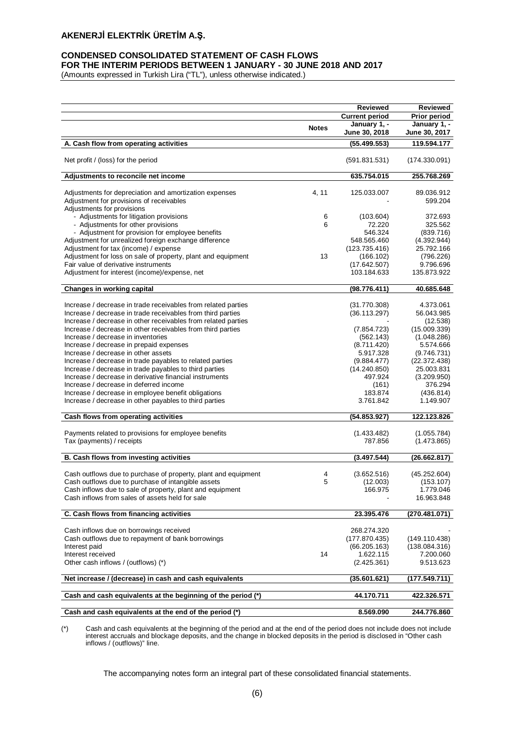# AKENERJİ ELEKTRİK ÜRETİM A.Ş.

## CONDENSED CONSOLIDATED STATEMENT OF CASH FLOWS FOR THE INTERIM PERIODS BETWEEN 1 JANUARY - 30 JUNE 2018 AND 2017

(Amounts expressed in Turkish Lira ("TL"), unless otherwise indicated.)

| | Notes | Reviewed<br>Current period<br>January 1, -<br>June 30, 2018 | Reviewed<br>Prior period<br>January 1, -<br>June 30, 2017 |
|---|---|---|---|
| **A. Cash flow from operating activities** | | **(55.499.553)** | **119.594.177** |
| Net profit / (loss) for the period | | (591.831.531) | (174.330.091) |
| **Adjustments to reconcile net income** | | **635.754.015** | **255.768.269** |
| Adjustments for depreciation and amortization expenses | 4, 11 | 125.033.007 | 89.036.912 |
| Adjustment for provisions of receivables | | - | 599.204 |
| Adjustments for provisions | | | |
| - Adjustments for litigation provisions | 6 | (103.604) | 372.693 |
| - Adjustments for other provisions | 6 | 72.220 | 325.562 |
| - Adjustment for provision for employee benefits | | 546.324 | (839.716) |
| Adjustment for unrealized foreign exchange difference | | 548.565.460 | (4.392.944) |
| Adjustment for tax (income) / expense | | (123.735.416) | 25.792.166 |
| Adjustment for loss on sale of property, plant and equipment | 13 | (166.102) | (796.226) |
| Fair value of derivative instruments | | (17.642.507) | 9.796.696 |
| Adjustment for interest (income)/expense, net | | 103.184.633 | 135.873.922 |
| **Changes in working capital** | | **(98.776.411)** | **40.685.648** |
| Increase / decrease in trade receivables from related parties | | (31.770.308) | 4.373.061 |
| Increase / decrease in trade receivables from third parties | | (36.113.297) | 56.043.985 |
| Increase / decrease in other receivables from related parties | | - | (12.538) |
| Increase / decrease in other receivables from third parties | | (7.854.723) | (15.009.339) |
| Increase / decrease in inventories | | (562.143) | (1.048.286) |
| Increase / decrease in prepaid expenses | | (8.711.420) | 5.574.666 |
| Increase / decrease in other assets | | 5.917.328 | (9.746.731) |
| Increase / decrease in trade payables to related parties | | (9.884.477) | (22.372.438) |
| Increase / decrease in trade payables to third parties | | (14.240.850) | 25.003.831 |
| Increase / decrease in derivative financial instruments | | 497.924 | (3.209.950) |
| Increase / decrease in deferred income | | (161) | 376.294 |
| Increase / decrease in employee benefit obligations | | 183.874 | (436.814) |
| Increase / decrease in other payables to third parties | | 3.761.842 | 1.149.907 |
| **Cash flows from operating activities** | | **(54.853.927)** | **122.123.826** |
| Payments related to provisions for employee benefits | | (1.433.482) | (1.055.784) |
| Tax (payments) / receipts | | 787.856 | (1.473.865) |
| **B. Cash flows from investing activities** | | **(3.497.544)** | **(26.662.817)** |
| Cash outflows due to purchase of property, plant and equipment | 4 | (3.652.516) | (45.252.604) |
| Cash outflows due to purchase of intangible assets | 5 | (12.003) | (153.107) |
| Cash inflows due to sale of property, plant and equipment | | 166.975 | 1.779.046 |
| Cash inflows from sales of assets held for sale | | - | 16.963.848 |
| **C. Cash flows from financing activities** | | **23.395.476** | **(270.481.071)** |
| Cash inflows due on borrowings received | | 268.274.320 | - |
| Cash outflows due to repayment of bank borrowings | | (177.870.435) | (149.110.438) |
| Interest paid | | (66.205.163) | (138.084.316) |
| Interest received | 14 | 1.622.115 | 7.200.060 |
| Other cash inflows / (outflows) (*) | | (2.425.361) | 9.513.623 |
| **Net increase / (decrease) in cash and cash equivalents** | | **(35.601.621)** | **(177.549.711)** |
| **Cash and cash equivalents at the beginning of the period (*)** | | **44.170.711** | **422.326.571** |
| **Cash and cash equivalents at the end of the period (*)** | | **8.569.090** | **244.776.860** |

(*) Cash and cash equivalents at the beginning of the period and at the end of the period does not include does not include interest accruals and blockage deposits, and the change in blocked deposits in the period is disclosed in "Other cash inflows / (outflows)" line.

The accompanying notes form an integral part of these consolidated financial statements.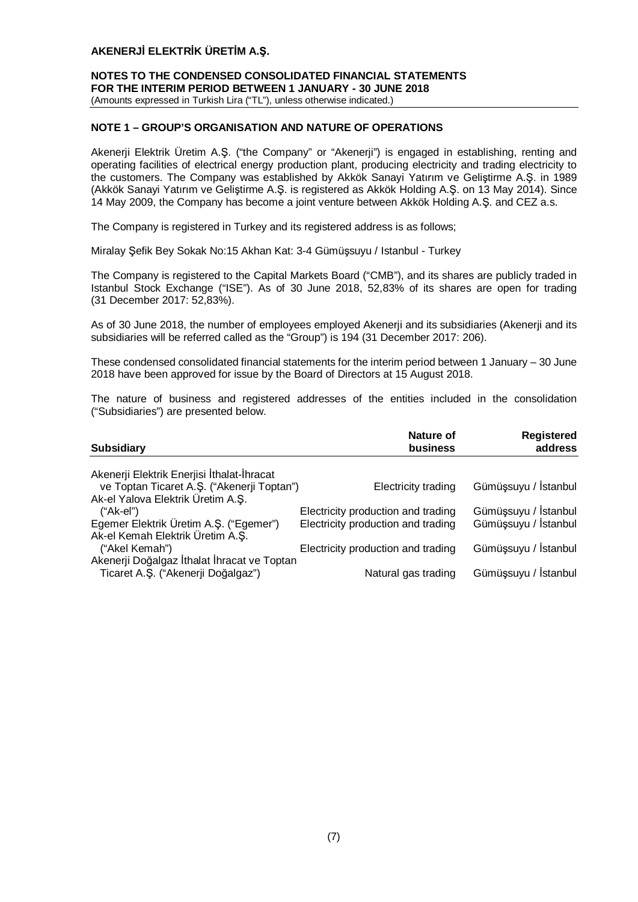## NOTE 1 – GROUP'S ORGANISATION AND NATURE OF OPERATIONS

Akenerji Elektrik Üretim A.Ş. ("the Company" or "Akenerji") is engaged in establishing, renting and operating facilities of electrical energy production plant, producing electricity and trading electricity to the customers. The Company was established by Akkök Sanayi Yatırım ve Geliştirme A.Ş. in 1989 (Akkök Sanayi Yatırım ve Geliştirme A.Ş. is registered as Akkök Holding A.Ş. on 13 May 2014). Since 14 May 2009, the Company has become a joint venture between Akkök Holding A.Ş. and CEZ a.s.

The Company is registered in Turkey and its registered address is as follows;

Miralay Şefik Bey Sokak No:15 Akhan Kat: 3-4 Gümüşsuyu / Istanbul - Turkey

The Company is registered to the Capital Markets Board ("CMB"), and its shares are publicly traded in Istanbul Stock Exchange ("ISE"). As of 30 June 2018, 52,83% of its shares are open for trading (31 December 2017: 52,83%).

As of 30 June 2018, the number of employees employed Akenerji and its subsidiaries (Akenerji and its subsidiaries will be referred called as the "Group") is 194 (31 December 2017: 206).

These condensed consolidated financial statements for the interim period between 1 January – 30 June 2018 have been approved for issue by the Board of Directors at 15 August 2018.

The nature of business and registered addresses of the entities included in the consolidation ("Subsidiaries") are presented below.

| Subsidiary | Nature of business | Registered address |
|---|---|---|
| Akenerji Elektrik Enerjisi İthalat-İhracat ve Toptan Ticaret A.Ş. ("Akenerji Toptan") | Electricity trading | Gümüşsuyu / İstanbul |
| Ak-el Yalova Elektrik Üretim A.Ş. ("Ak-el") | Electricity production and trading | Gümüşsuyu / İstanbul |
| Egemer Elektrik Üretim A.Ş. ("Egemer") | Electricity production and trading | Gümüşsuyu / İstanbul |
| Ak-el Kemah Elektrik Üretim A.Ş. ("Akel Kemah") | Electricity production and trading | Gümüşsuyu / İstanbul |
| Akenerji Doğalgaz İthalat İhracat ve Toptan Ticaret A.Ş. ("Akenerji Doğalgaz") | Natural gas trading | Gümüşsuyu / İstanbul |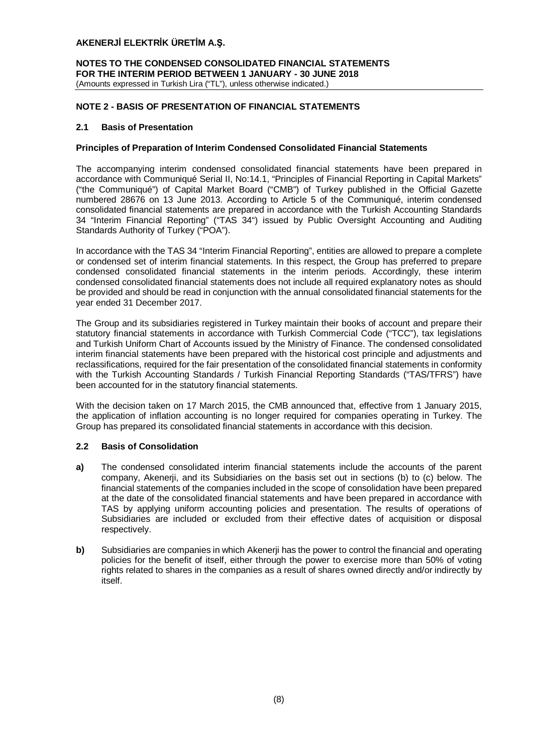## NOTE 2 - BASIS OF PRESENTATION OF FINANCIAL STATEMENTS

### 2.1 Basis of Presentation

**Principles of Preparation of Interim Condensed Consolidated Financial Statements**

The accompanying interim condensed consolidated financial statements have been prepared in accordance with Communiqué Serial II, No:14.1, "Principles of Financial Reporting in Capital Markets" ("the Communiqué") of Capital Market Board ("CMB") of Turkey published in the Official Gazette numbered 28676 on 13 June 2013. According to Article 5 of the Communiqué, interim condensed consolidated financial statements are prepared in accordance with the Turkish Accounting Standards 34 "Interim Financial Reporting" ("TAS 34") issued by Public Oversight Accounting and Auditing Standards Authority of Turkey ("POA").

In accordance with the TAS 34 "Interim Financial Reporting", entities are allowed to prepare a complete or condensed set of interim financial statements. In this respect, the Group has preferred to prepare condensed consolidated financial statements in the interim periods. Accordingly, these interim condensed consolidated financial statements does not include all required explanatory notes as should be provided and should be read in conjunction with the annual consolidated financial statements for the year ended 31 December 2017.

The Group and its subsidiaries registered in Turkey maintain their books of account and prepare their statutory financial statements in accordance with Turkish Commercial Code ("TCC"), tax legislations and Turkish Uniform Chart of Accounts issued by the Ministry of Finance. The condensed consolidated interim financial statements have been prepared with the historical cost principle and adjustments and reclassifications, required for the fair presentation of the consolidated financial statements in conformity with the Turkish Accounting Standards / Turkish Financial Reporting Standards ("TAS/TFRS") have been accounted for in the statutory financial statements.

With the decision taken on 17 March 2015, the CMB announced that, effective from 1 January 2015, the application of inflation accounting is no longer required for companies operating in Turkey. The Group has prepared its consolidated financial statements in accordance with this decision.

### 2.2 Basis of Consolidation

**a)** The condensed consolidated interim financial statements include the accounts of the parent company, Akenerji, and its Subsidiaries on the basis set out in sections (b) to (c) below. The financial statements of the companies included in the scope of consolidation have been prepared at the date of the consolidated financial statements and have been prepared in accordance with TAS by applying uniform accounting policies and presentation. The results of operations of Subsidiaries are included or excluded from their effective dates of acquisition or disposal respectively.

**b)** Subsidiaries are companies in which Akenerji has the power to control the financial and operating policies for the benefit of itself, either through the power to exercise more than 50% of voting rights related to shares in the companies as a result of shares owned directly and/or indirectly by itself.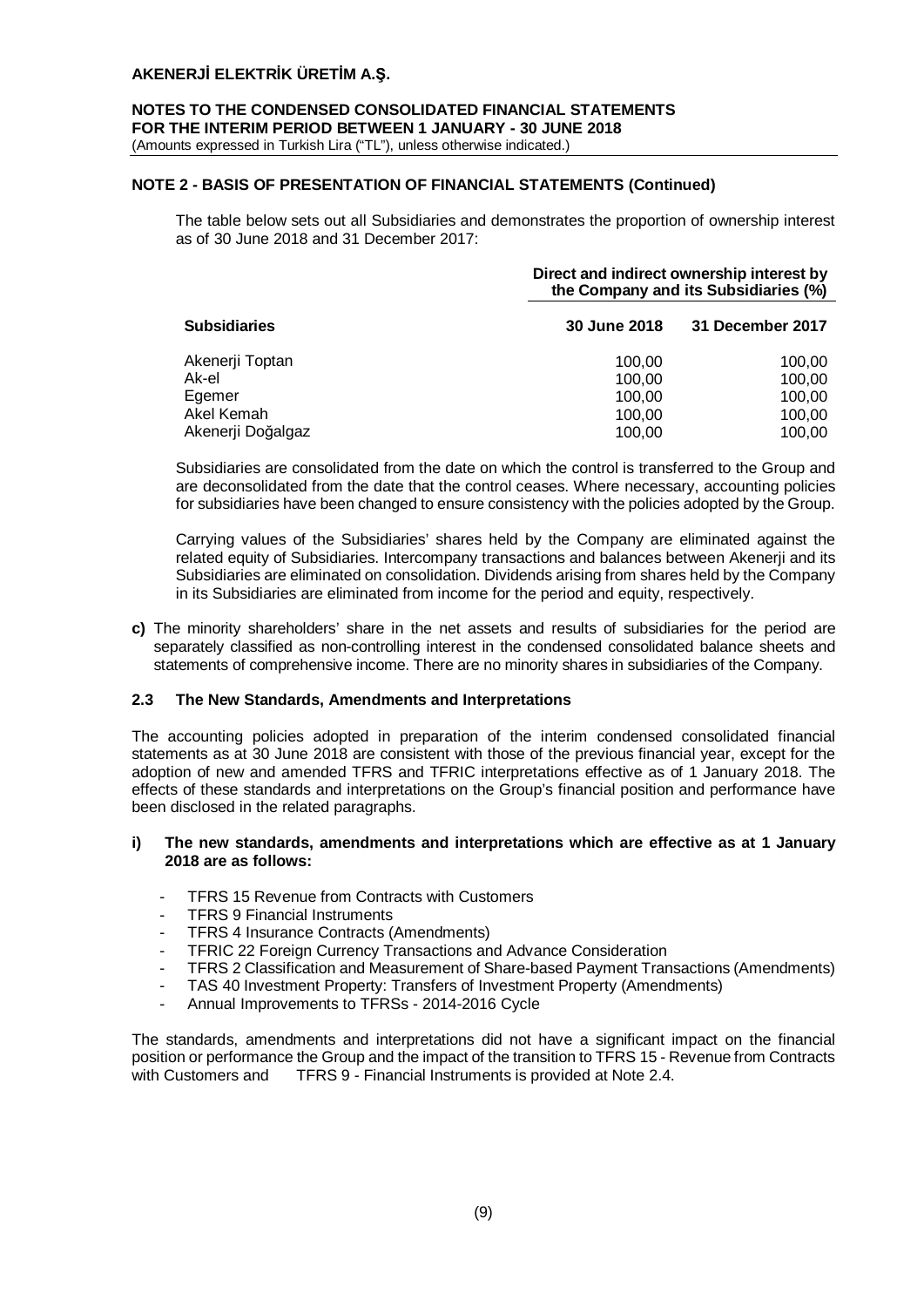## NOTE 2 - BASIS OF PRESENTATION OF FINANCIAL STATEMENTS (Continued)

The table below sets out all Subsidiaries and demonstrates the proportion of ownership interest as of 30 June 2018 and 31 December 2017:

| | Direct and indirect ownership interest by the Company and its Subsidiaries (%) | |
|---|---|---|
| **Subsidiaries** | **30 June 2018** | **31 December 2017** |
| Akenerji Toptan | 100,00 | 100,00 |
| Ak-el | 100,00 | 100,00 |
| Egemer | 100,00 | 100,00 |
| Akel Kemah | 100,00 | 100,00 |
| Akenerji Doğalgaz | 100,00 | 100,00 |

Subsidiaries are consolidated from the date on which the control is transferred to the Group and are deconsolidated from the date that the control ceases. Where necessary, accounting policies for subsidiaries have been changed to ensure consistency with the policies adopted by the Group.

Carrying values of the Subsidiaries' shares held by the Company are eliminated against the related equity of Subsidiaries. Intercompany transactions and balances between Akenerji and its Subsidiaries are eliminated on consolidation. Dividends arising from shares held by the Company in its Subsidiaries are eliminated from income for the period and equity, respectively.

**c)** The minority shareholders' share in the net assets and results of subsidiaries for the period are separately classified as non-controlling interest in the condensed consolidated balance sheets and statements of comprehensive income. There are no minority shares in subsidiaries of the Company.

### 2.3 The New Standards, Amendments and Interpretations

The accounting policies adopted in preparation of the interim condensed consolidated financial statements as at 30 June 2018 are consistent with those of the previous financial year, except for the adoption of new and amended TFRS and TFRIC interpretations effective as of 1 January 2018. The effects of these standards and interpretations on the Group's financial position and performance have been disclosed in the related paragraphs.

**i) The new standards, amendments and interpretations which are effective as at 1 January 2018 are as follows:**

- TFRS 15 Revenue from Contracts with Customers
- TFRS 9 Financial Instruments
- TFRS 4 Insurance Contracts (Amendments)
- TFRIC 22 Foreign Currency Transactions and Advance Consideration
- TFRS 2 Classification and Measurement of Share-based Payment Transactions (Amendments)
- TAS 40 Investment Property: Transfers of Investment Property (Amendments)
- Annual Improvements to TFRSs - 2014-2016 Cycle

The standards, amendments and interpretations did not have a significant impact on the financial position or performance the Group and the impact of the transition to TFRS 15 - Revenue from Contracts with Customers and TFRS 9 - Financial Instruments is provided at Note 2.4.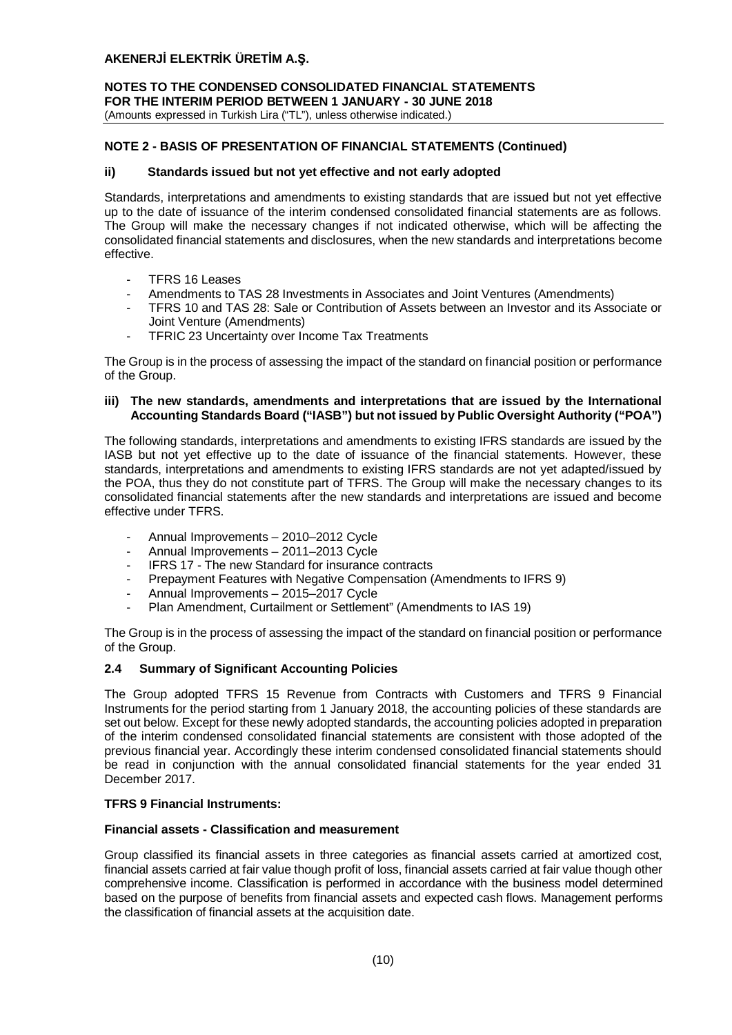## NOTE 2 - BASIS OF PRESENTATION OF FINANCIAL STATEMENTS (Continued)

### ii) Standards issued but not yet effective and not early adopted

Standards, interpretations and amendments to existing standards that are issued but not yet effective up to the date of issuance of the interim condensed consolidated financial statements are as follows. The Group will make the necessary changes if not indicated otherwise, which will be affecting the consolidated financial statements and disclosures, when the new standards and interpretations become effective.

- TFRS 16 Leases
- Amendments to TAS 28 Investments in Associates and Joint Ventures (Amendments)
- TFRS 10 and TAS 28: Sale or Contribution of Assets between an Investor and its Associate or Joint Venture (Amendments)
- TFRIC 23 Uncertainty over Income Tax Treatments

The Group is in the process of assessing the impact of the standard on financial position or performance of the Group.

### iii) The new standards, amendments and interpretations that are issued by the International Accounting Standards Board ("IASB") but not issued by Public Oversight Authority ("POA")

The following standards, interpretations and amendments to existing IFRS standards are issued by the IASB but not yet effective up to the date of issuance of the financial statements. However, these standards, interpretations and amendments to existing IFRS standards are not yet adapted/issued by the POA, thus they do not constitute part of TFRS. The Group will make the necessary changes to its consolidated financial statements after the new standards and interpretations are issued and become effective under TFRS.

- Annual Improvements – 2010–2012 Cycle
- Annual Improvements – 2011–2013 Cycle
- IFRS 17 - The new Standard for insurance contracts
- Prepayment Features with Negative Compensation (Amendments to IFRS 9)
- Annual Improvements – 2015–2017 Cycle
- Plan Amendment, Curtailment or Settlement" (Amendments to IAS 19)

The Group is in the process of assessing the impact of the standard on financial position or performance of the Group.

### 2.4 Summary of Significant Accounting Policies

The Group adopted TFRS 15 Revenue from Contracts with Customers and TFRS 9 Financial Instruments for the period starting from 1 January 2018, the accounting policies of these standards are set out below. Except for these newly adopted standards, the accounting policies adopted in preparation of the interim condensed consolidated financial statements are consistent with those adopted of the previous financial year. Accordingly these interim condensed consolidated financial statements should be read in conjunction with the annual consolidated financial statements for the year ended 31 December 2017.

**TFRS 9 Financial Instruments:**

**Financial assets - Classification and measurement**

Group classified its financial assets in three categories as financial assets carried at amortized cost, financial assets carried at fair value though profit of loss, financial assets carried at fair value though other comprehensive income. Classification is performed in accordance with the business model determined based on the purpose of benefits from financial assets and expected cash flows. Management performs the classification of financial assets at the acquisition date.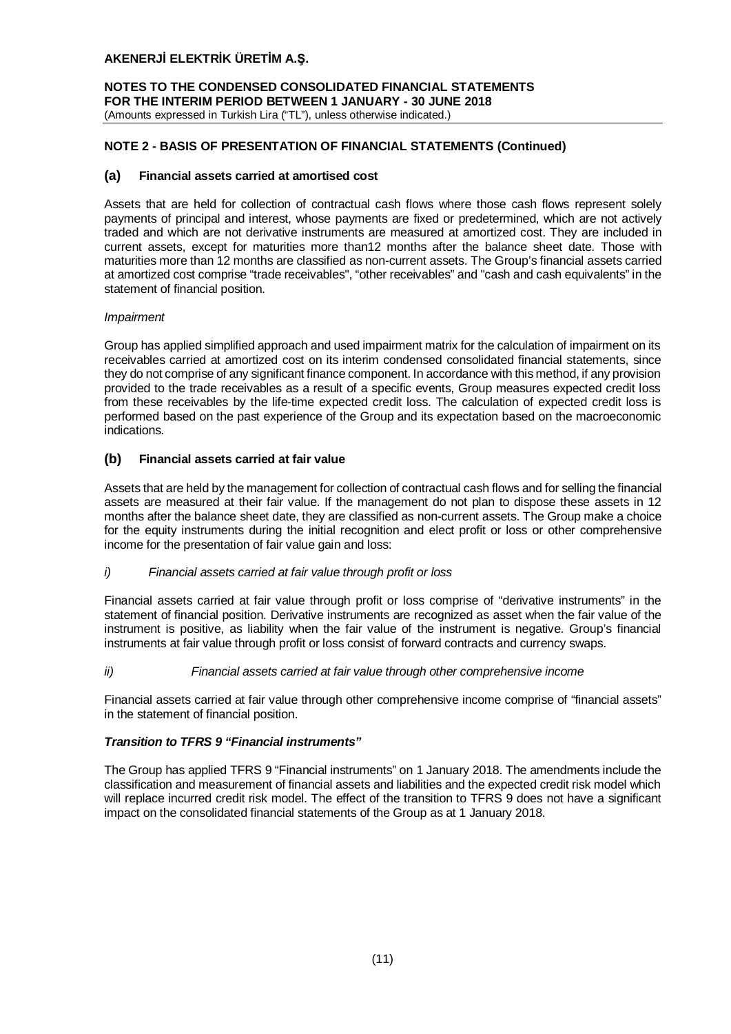## NOTE 2 - BASIS OF PRESENTATION OF FINANCIAL STATEMENTS (Continued)

### (a) Financial assets carried at amortised cost

Assets that are held for collection of contractual cash flows where those cash flows represent solely payments of principal and interest, whose payments are fixed or predetermined, which are not actively traded and which are not derivative instruments are measured at amortized cost. They are included in current assets, except for maturities more than12 months after the balance sheet date. Those with maturities more than 12 months are classified as non-current assets. The Group's financial assets carried at amortized cost comprise "trade receivables", "other receivables" and "cash and cash equivalents" in the statement of financial position.

*Impairment*

Group has applied simplified approach and used impairment matrix for the calculation of impairment on its receivables carried at amortized cost on its interim condensed consolidated financial statements, since they do not comprise of any significant finance component. In accordance with this method, if any provision provided to the trade receivables as a result of a specific events, Group measures expected credit loss from these receivables by the life-time expected credit loss. The calculation of expected credit loss is performed based on the past experience of the Group and its expectation based on the macroeconomic indications.

### (b) Financial assets carried at fair value

Assets that are held by the management for collection of contractual cash flows and for selling the financial assets are measured at their fair value. If the management do not plan to dispose these assets in 12 months after the balance sheet date, they are classified as non-current assets. The Group make a choice for the equity instruments during the initial recognition and elect profit or loss or other comprehensive income for the presentation of fair value gain and loss:

*i) Financial assets carried at fair value through profit or loss*

Financial assets carried at fair value through profit or loss comprise of "derivative instruments" in the statement of financial position. Derivative instruments are recognized as asset when the fair value of the instrument is positive, as liability when the fair value of the instrument is negative. Group's financial instruments at fair value through profit or loss consist of forward contracts and currency swaps.

*ii) Financial assets carried at fair value through other comprehensive income*

Financial assets carried at fair value through other comprehensive income comprise of "financial assets" in the statement of financial position.

***Transition to TFRS 9 "Financial instruments"***

The Group has applied TFRS 9 "Financial instruments" on 1 January 2018. The amendments include the classification and measurement of financial assets and liabilities and the expected credit risk model which will replace incurred credit risk model. The effect of the transition to TFRS 9 does not have a significant impact on the consolidated financial statements of the Group as at 1 January 2018.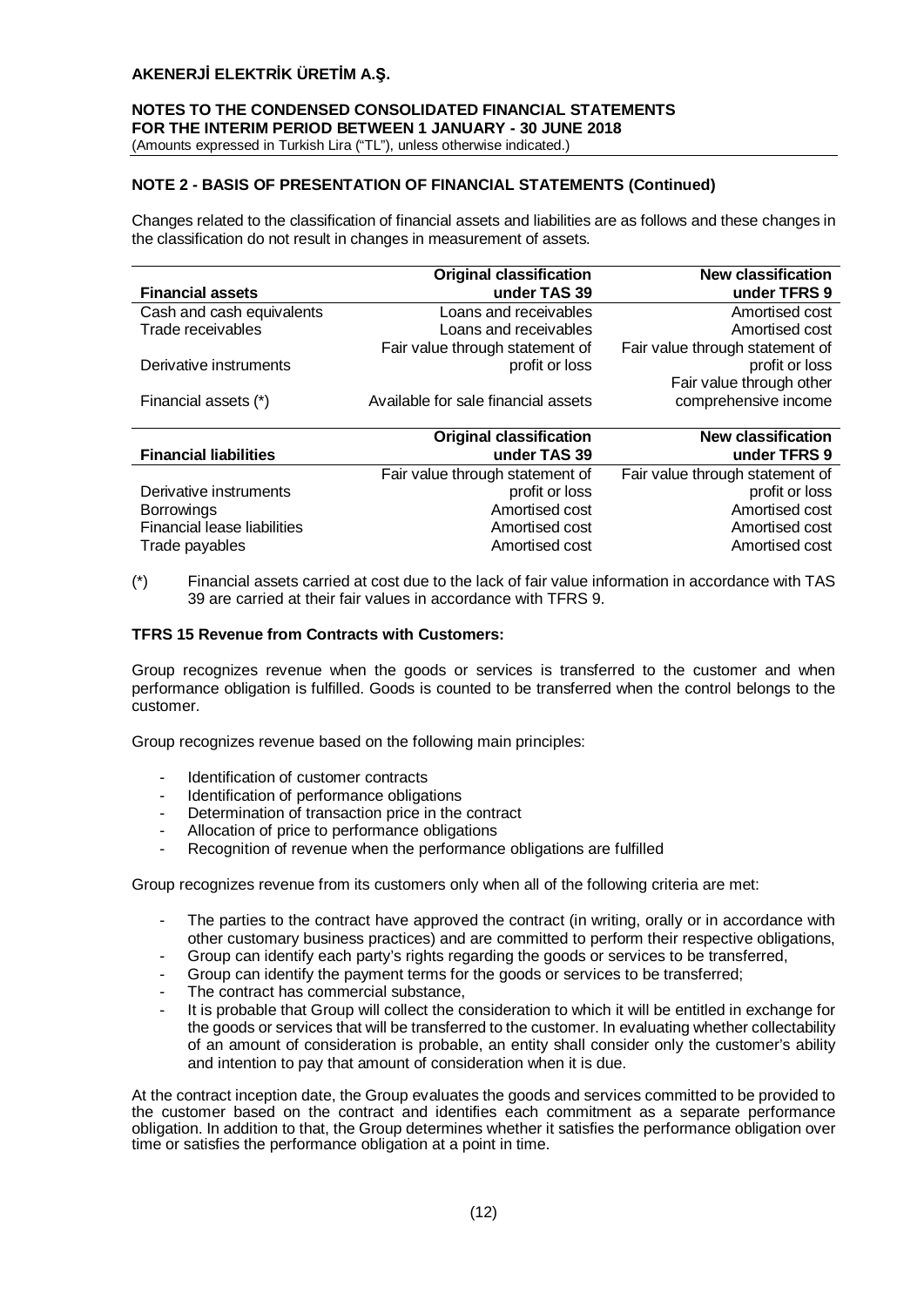## NOTE 2 - BASIS OF PRESENTATION OF FINANCIAL STATEMENTS (Continued)

Changes related to the classification of financial assets and liabilities are as follows and these changes in the classification do not result in changes in measurement of assets.

| Financial assets | Original classification under TAS 39 | New classification under TFRS 9 |
|---|---|---|
| Cash and cash equivalents | Loans and receivables | Amortised cost |
| Trade receivables | Loans and receivables | Amortised cost |
| Derivative instruments | Fair value through statement of profit or loss | Fair value through statement of profit or loss |
| Financial assets (*) | Available for sale financial assets | Fair value through other comprehensive income |

| Financial liabilities | Original classification under TAS 39 | New classification under TFRS 9 |
|---|---|---|
| Derivative instruments | Fair value through statement of profit or loss | Fair value through statement of profit or loss |
| Borrowings | Amortised cost | Amortised cost |
| Financial lease liabilities | Amortised cost | Amortised cost |
| Trade payables | Amortised cost | Amortised cost |

(*) Financial assets carried at cost due to the lack of fair value information in accordance with TAS 39 are carried at their fair values in accordance with TFRS 9.

**TFRS 15 Revenue from Contracts with Customers:**

Group recognizes revenue when the goods or services is transferred to the customer and when performance obligation is fulfilled. Goods is counted to be transferred when the control belongs to the customer.

Group recognizes revenue based on the following main principles:

- Identification of customer contracts
- Identification of performance obligations
- Determination of transaction price in the contract
- Allocation of price to performance obligations
- Recognition of revenue when the performance obligations are fulfilled

Group recognizes revenue from its customers only when all of the following criteria are met:

- The parties to the contract have approved the contract (in writing, orally or in accordance with other customary business practices) and are committed to perform their respective obligations,
- Group can identify each party's rights regarding the goods or services to be transferred,
- Group can identify the payment terms for the goods or services to be transferred;
- The contract has commercial substance,
- It is probable that Group will collect the consideration to which it will be entitled in exchange for the goods or services that will be transferred to the customer. In evaluating whether collectability of an amount of consideration is probable, an entity shall consider only the customer's ability and intention to pay that amount of consideration when it is due.

At the contract inception date, the Group evaluates the goods and services committed to be provided to the customer based on the contract and identifies each commitment as a separate performance obligation. In addition to that, the Group determines whether it satisfies the performance obligation over time or satisfies the performance obligation at a point in time.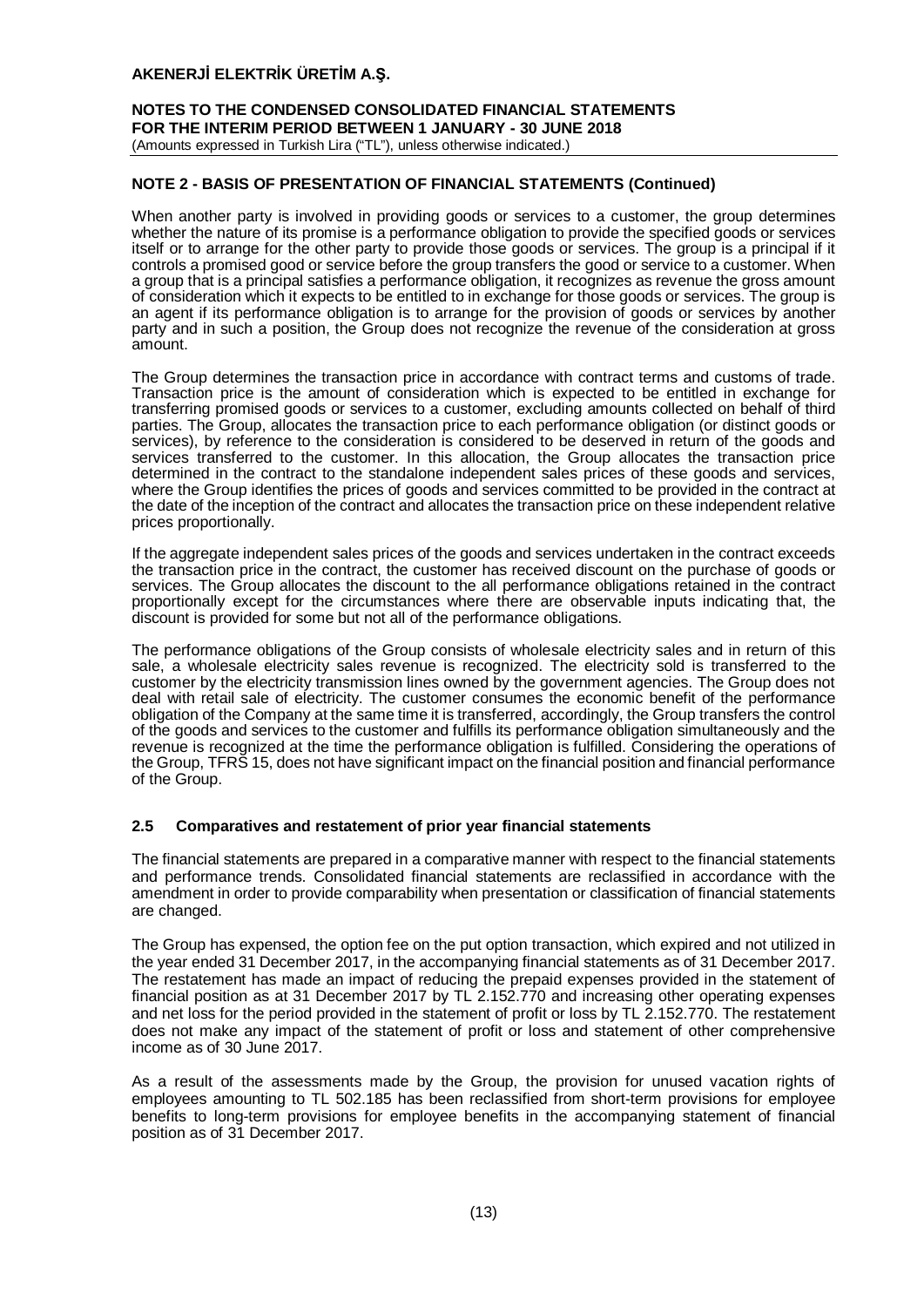## NOTE 2 - BASIS OF PRESENTATION OF FINANCIAL STATEMENTS (Continued)

When another party is involved in providing goods or services to a customer, the group determines whether the nature of its promise is a performance obligation to provide the specified goods or services itself or to arrange for the other party to provide those goods or services. The group is a principal if it controls a promised good or service before the group transfers the good or service to a customer. When a group that is a principal satisfies a performance obligation, it recognizes as revenue the gross amount of consideration which it expects to be entitled to in exchange for those goods or services. The group is an agent if its performance obligation is to arrange for the provision of goods or services by another party and in such a position, the Group does not recognize the revenue of the consideration at gross amount.

The Group determines the transaction price in accordance with contract terms and customs of trade. Transaction price is the amount of consideration which is expected to be entitled in exchange for transferring promised goods or services to a customer, excluding amounts collected on behalf of third parties. The Group, allocates the transaction price to each performance obligation (or distinct goods or services), by reference to the consideration is considered to be deserved in return of the goods and services transferred to the customer. In this allocation, the Group allocates the transaction price determined in the contract to the standalone independent sales prices of these goods and services, where the Group identifies the prices of goods and services committed to be provided in the contract at the date of the inception of the contract and allocates the transaction price on these independent relative prices proportionally.

If the aggregate independent sales prices of the goods and services undertaken in the contract exceeds the transaction price in the contract, the customer has received discount on the purchase of goods or services. The Group allocates the discount to the all performance obligations retained in the contract proportionally except for the circumstances where there are observable inputs indicating that, the discount is provided for some but not all of the performance obligations.

The performance obligations of the Group consists of wholesale electricity sales and in return of this sale, a wholesale electricity sales revenue is recognized. The electricity sold is transferred to the customer by the electricity transmission lines owned by the government agencies. The Group does not deal with retail sale of electricity. The customer consumes the economic benefit of the performance obligation of the Company at the same time it is transferred, accordingly, the Group transfers the control of the goods and services to the customer and fulfills its performance obligation simultaneously and the revenue is recognized at the time the performance obligation is fulfilled. Considering the operations of the Group, TFRS 15, does not have significant impact on the financial position and financial performance of the Group.

### 2.5 Comparatives and restatement of prior year financial statements

The financial statements are prepared in a comparative manner with respect to the financial statements and performance trends. Consolidated financial statements are reclassified in accordance with the amendment in order to provide comparability when presentation or classification of financial statements are changed.

The Group has expensed, the option fee on the put option transaction, which expired and not utilized in the year ended 31 December 2017, in the accompanying financial statements as of 31 December 2017. The restatement has made an impact of reducing the prepaid expenses provided in the statement of financial position as at 31 December 2017 by TL 2.152.770 and increasing other operating expenses and net loss for the period provided in the statement of profit or loss by TL 2.152.770. The restatement does not make any impact of the statement of profit or loss and statement of other comprehensive income as of 30 June 2017.

As a result of the assessments made by the Group, the provision for unused vacation rights of employees amounting to TL 502.185 has been reclassified from short-term provisions for employee benefits to long-term provisions for employee benefits in the accompanying statement of financial position as of 31 December 2017.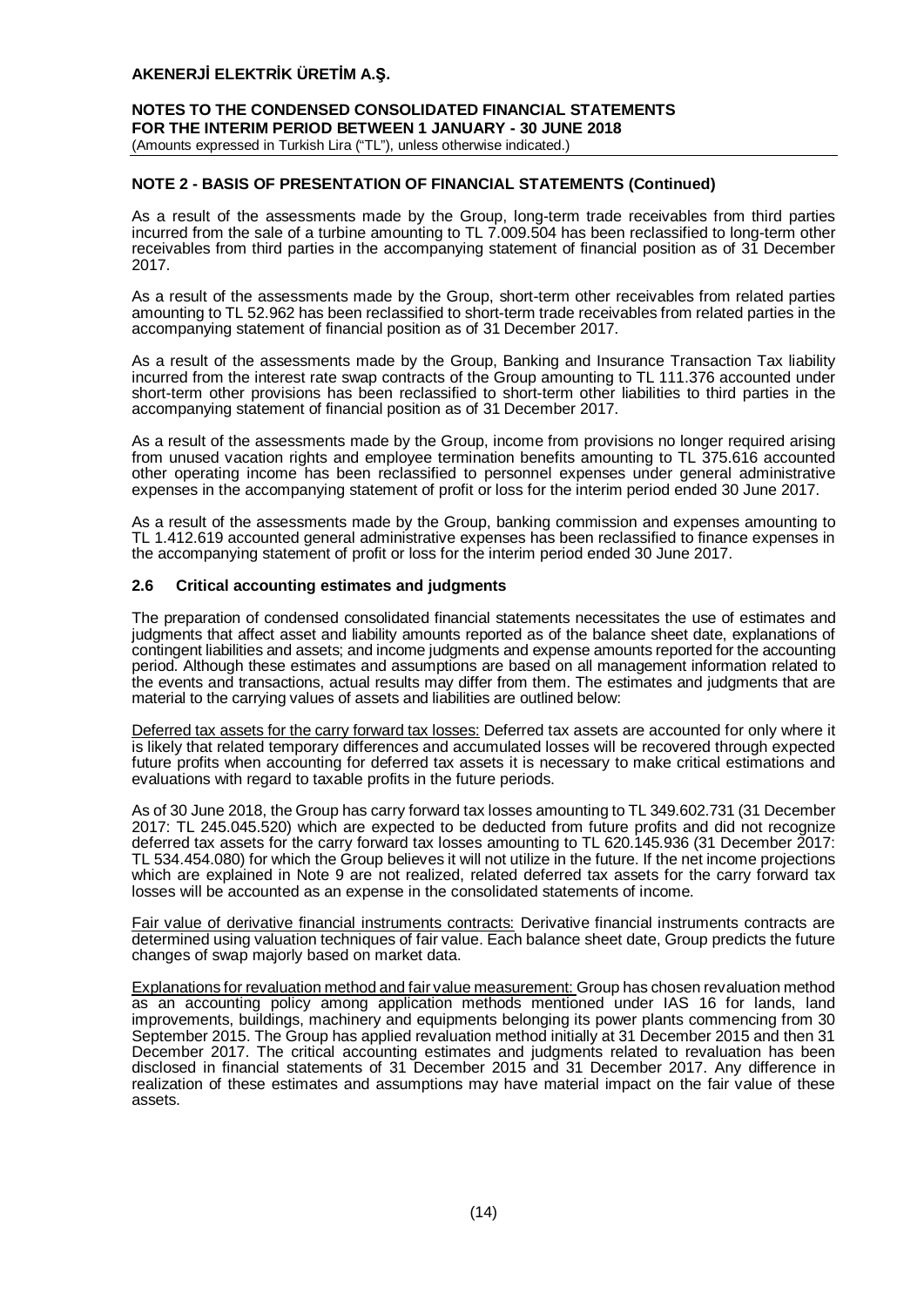## NOTE 2 - BASIS OF PRESENTATION OF FINANCIAL STATEMENTS (Continued)

As a result of the assessments made by the Group, long-term trade receivables from third parties incurred from the sale of a turbine amounting to TL 7.009.504 has been reclassified to long-term other receivables from third parties in the accompanying statement of financial position as of 31 December 2017.

As a result of the assessments made by the Group, short-term other receivables from related parties amounting to TL 52.962 has been reclassified to short-term trade receivables from related parties in the accompanying statement of financial position as of 31 December 2017.

As a result of the assessments made by the Group, Banking and Insurance Transaction Tax liability incurred from the interest rate swap contracts of the Group amounting to TL 111.376 accounted under short-term other provisions has been reclassified to short-term other liabilities to third parties in the accompanying statement of financial position as of 31 December 2017.

As a result of the assessments made by the Group, income from provisions no longer required arising from unused vacation rights and employee termination benefits amounting to TL 375.616 accounted other operating income has been reclassified to personnel expenses under general administrative expenses in the accompanying statement of profit or loss for the interim period ended 30 June 2017.

As a result of the assessments made by the Group, banking commission and expenses amounting to TL 1.412.619 accounted general administrative expenses has been reclassified to finance expenses in the accompanying statement of profit or loss for the interim period ended 30 June 2017.

### 2.6 Critical accounting estimates and judgments

The preparation of condensed consolidated financial statements necessitates the use of estimates and judgments that affect asset and liability amounts reported as of the balance sheet date, explanations of contingent liabilities and assets; and income judgments and expense amounts reported for the accounting period. Although these estimates and assumptions are based on all management information related to the events and transactions, actual results may differ from them. The estimates and judgments that are material to the carrying values of assets and liabilities are outlined below:

Deferred tax assets for the carry forward tax losses: Deferred tax assets are accounted for only where it is likely that related temporary differences and accumulated losses will be recovered through expected future profits when accounting for deferred tax assets it is necessary to make critical estimations and evaluations with regard to taxable profits in the future periods.

As of 30 June 2018, the Group has carry forward tax losses amounting to TL 349.602.731 (31 December 2017: TL 245.045.520) which are expected to be deducted from future profits and did not recognize deferred tax assets for the carry forward tax losses amounting to TL 620.145.936 (31 December 2017: TL 534.454.080) for which the Group believes it will not utilize in the future. If the net income projections which are explained in Note 9 are not realized, related deferred tax assets for the carry forward tax losses will be accounted as an expense in the consolidated statements of income.

Fair value of derivative financial instruments contracts: Derivative financial instruments contracts are determined using valuation techniques of fair value. Each balance sheet date, Group predicts the future changes of swap majorly based on market data.

Explanations for revaluation method and fair value measurement: Group has chosen revaluation method as an accounting policy among application methods mentioned under IAS 16 for lands, land improvements, buildings, machinery and equipments belonging its power plants commencing from 30 September 2015. The Group has applied revaluation method initially at 31 December 2015 and then 31 December 2017. The critical accounting estimates and judgments related to revaluation has been disclosed in financial statements of 31 December 2015 and 31 December 2017. Any difference in realization of these estimates and assumptions may have material impact on the fair value of these assets.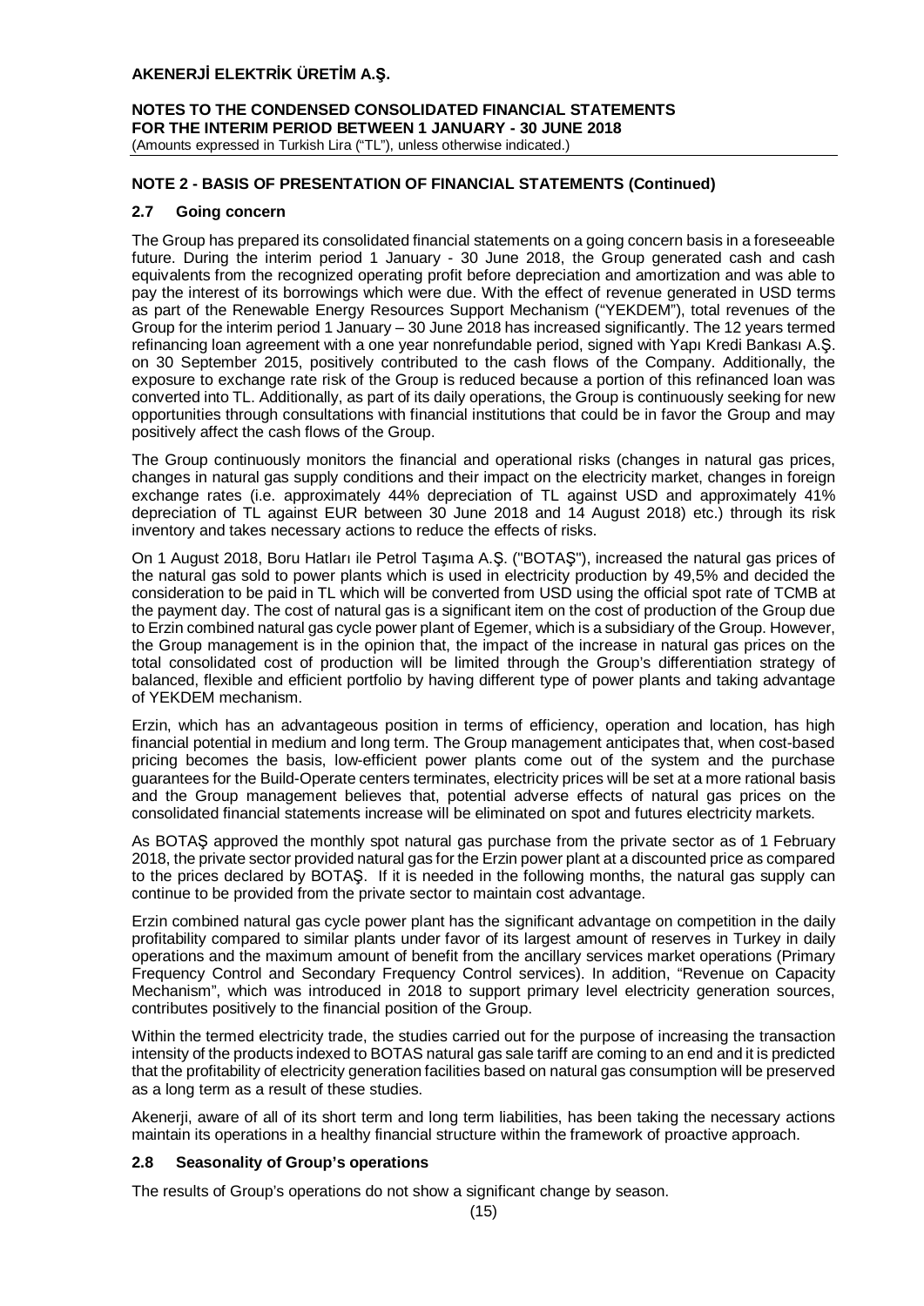## NOTE 2 - BASIS OF PRESENTATION OF FINANCIAL STATEMENTS (Continued)

### 2.7 Going concern

The Group has prepared its consolidated financial statements on a going concern basis in a foreseeable future. During the interim period 1 January - 30 June 2018, the Group generated cash and cash equivalents from the recognized operating profit before depreciation and amortization and was able to pay the interest of its borrowings which were due. With the effect of revenue generated in USD terms as part of the Renewable Energy Resources Support Mechanism ("YEKDEM"), total revenues of the Group for the interim period 1 January – 30 June 2018 has increased significantly. The 12 years termed refinancing loan agreement with a one year nonrefundable period, signed with Yapı Kredi Bankası A.Ş. on 30 September 2015, positively contributed to the cash flows of the Company. Additionally, the exposure to exchange rate risk of the Group is reduced because a portion of this refinanced loan was converted into TL. Additionally, as part of its daily operations, the Group is continuously seeking for new opportunities through consultations with financial institutions that could be in favor the Group and may positively affect the cash flows of the Group.

The Group continuously monitors the financial and operational risks (changes in natural gas prices, changes in natural gas supply conditions and their impact on the electricity market, changes in foreign exchange rates (i.e. approximately 44% depreciation of TL against USD and approximately 41% depreciation of TL against EUR between 30 June 2018 and 14 August 2018) etc.) through its risk inventory and takes necessary actions to reduce the effects of risks.

On 1 August 2018, Boru Hatları ile Petrol Taşıma A.Ş. ("BOTAŞ"), increased the natural gas prices of the natural gas sold to power plants which is used in electricity production by 49,5% and decided the consideration to be paid in TL which will be converted from USD using the official spot rate of TCMB at the payment day. The cost of natural gas is a significant item on the cost of production of the Group due to Erzin combined natural gas cycle power plant of Egemer, which is a subsidiary of the Group. However, the Group management is in the opinion that, the impact of the increase in natural gas prices on the total consolidated cost of production will be limited through the Group's differentiation strategy of balanced, flexible and efficient portfolio by having different type of power plants and taking advantage of YEKDEM mechanism.

Erzin, which has an advantageous position in terms of efficiency, operation and location, has high financial potential in medium and long term. The Group management anticipates that, when cost-based pricing becomes the basis, low-efficient power plants come out of the system and the purchase guarantees for the Build-Operate centers terminates, electricity prices will be set at a more rational basis and the Group management believes that, potential adverse effects of natural gas prices on the consolidated financial statements increase will be eliminated on spot and futures electricity markets.

As BOTAŞ approved the monthly spot natural gas purchase from the private sector as of 1 February 2018, the private sector provided natural gas for the Erzin power plant at a discounted price as compared to the prices declared by BOTAŞ. If it is needed in the following months, the natural gas supply can continue to be provided from the private sector to maintain cost advantage.

Erzin combined natural gas cycle power plant has the significant advantage on competition in the daily profitability compared to similar plants under favor of its largest amount of reserves in Turkey in daily operations and the maximum amount of benefit from the ancillary services market operations (Primary Frequency Control and Secondary Frequency Control services). In addition, "Revenue on Capacity Mechanism", which was introduced in 2018 to support primary level electricity generation sources, contributes positively to the financial position of the Group.

Within the termed electricity trade, the studies carried out for the purpose of increasing the transaction intensity of the products indexed to BOTAS natural gas sale tariff are coming to an end and it is predicted that the profitability of electricity generation facilities based on natural gas consumption will be preserved as a long term as a result of these studies.

Akenerji, aware of all of its short term and long term liabilities, has been taking the necessary actions maintain its operations in a healthy financial structure within the framework of proactive approach.

### 2.8 Seasonality of Group's operations

The results of Group's operations do not show a significant change by season.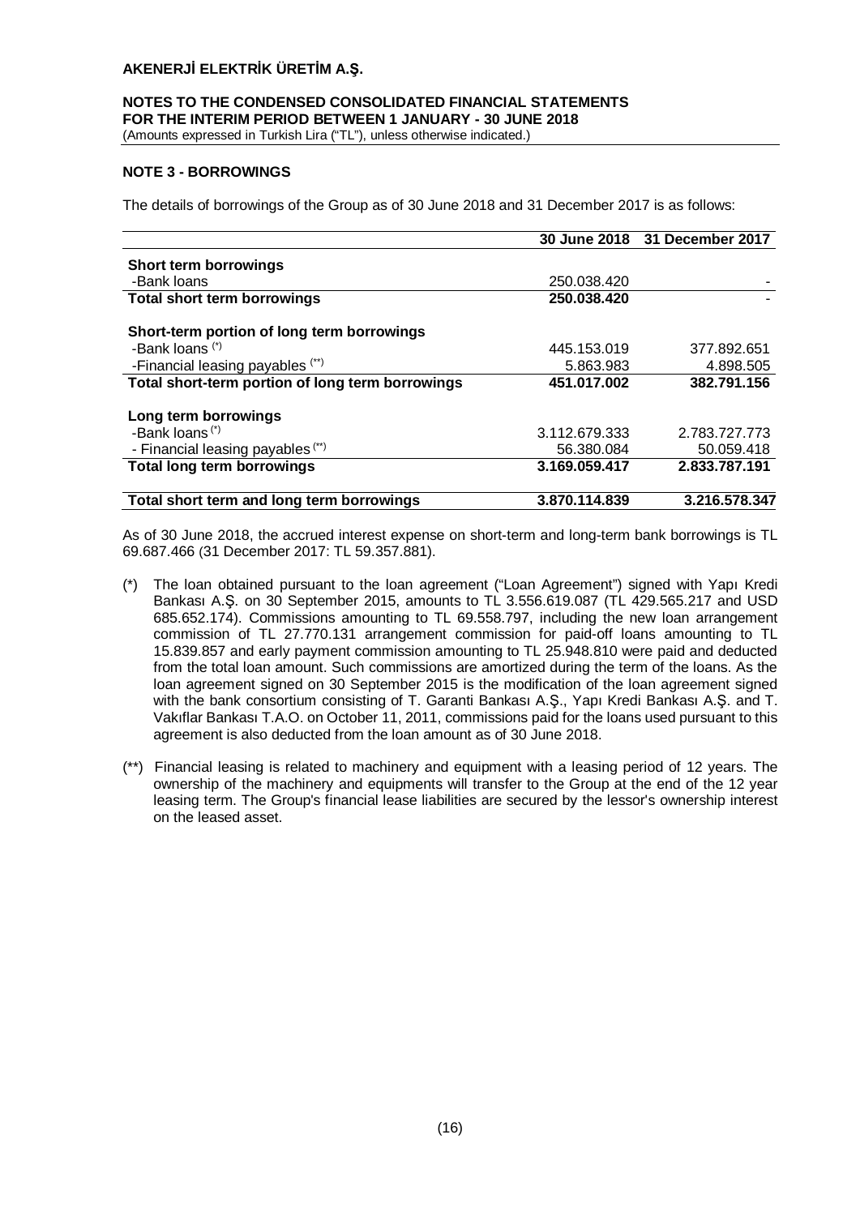## NOTE 3 - BORROWINGS

The details of borrowings of the Group as of 30 June 2018 and 31 December 2017 is as follows:

| | 30 June 2018 | 31 December 2017 |
|---|---|---|
| **Short term borrowings** | | |
| -Bank loans | 250.038.420 | - |
| **Total short term borrowings** | **250.038.420** | - |
| **Short-term portion of long term borrowings** | | |
| -Bank loans (*) | 445.153.019 | 377.892.651 |
| -Financial leasing payables (**) | 5.863.983 | 4.898.505 |
| **Total short-term portion of long term borrowings** | **451.017.002** | **382.791.156** |
| **Long term borrowings** | | |
| -Bank loans (*) | 3.112.679.333 | 2.783.727.773 |
| - Financial leasing payables (**) | 56.380.084 | 50.059.418 |
| **Total long term borrowings** | **3.169.059.417** | **2.833.787.191** |
| **Total short term and long term borrowings** | **3.870.114.839** | **3.216.578.347** |

As of 30 June 2018, the accrued interest expense on short-term and long-term bank borrowings is TL 69.687.466 (31 December 2017: TL 59.357.881).

(*) The loan obtained pursuant to the loan agreement ("Loan Agreement") signed with Yapı Kredi Bankası A.Ş. on 30 September 2015, amounts to TL 3.556.619.087 (TL 429.565.217 and USD 685.652.174). Commissions amounting to TL 69.558.797, including the new loan arrangement commission of TL 27.770.131 arrangement commission for paid-off loans amounting to TL 15.839.857 and early payment commission amounting to TL 25.948.810 were paid and deducted from the total loan amount. Such commissions are amortized during the term of the loans. As the loan agreement signed on 30 September 2015 is the modification of the loan agreement signed with the bank consortium consisting of T. Garanti Bankası A.Ş., Yapı Kredi Bankası A.Ş. and T. Vakıflar Bankası T.A.O. on October 11, 2011, commissions paid for the loans used pursuant to this agreement is also deducted from the loan amount as of 30 June 2018.

(**) Financial leasing is related to machinery and equipment with a leasing period of 12 years. The ownership of the machinery and equipments will transfer to the Group at the end of the 12 year leasing term. The Group's financial lease liabilities are secured by the lessor's ownership interest on the leased asset.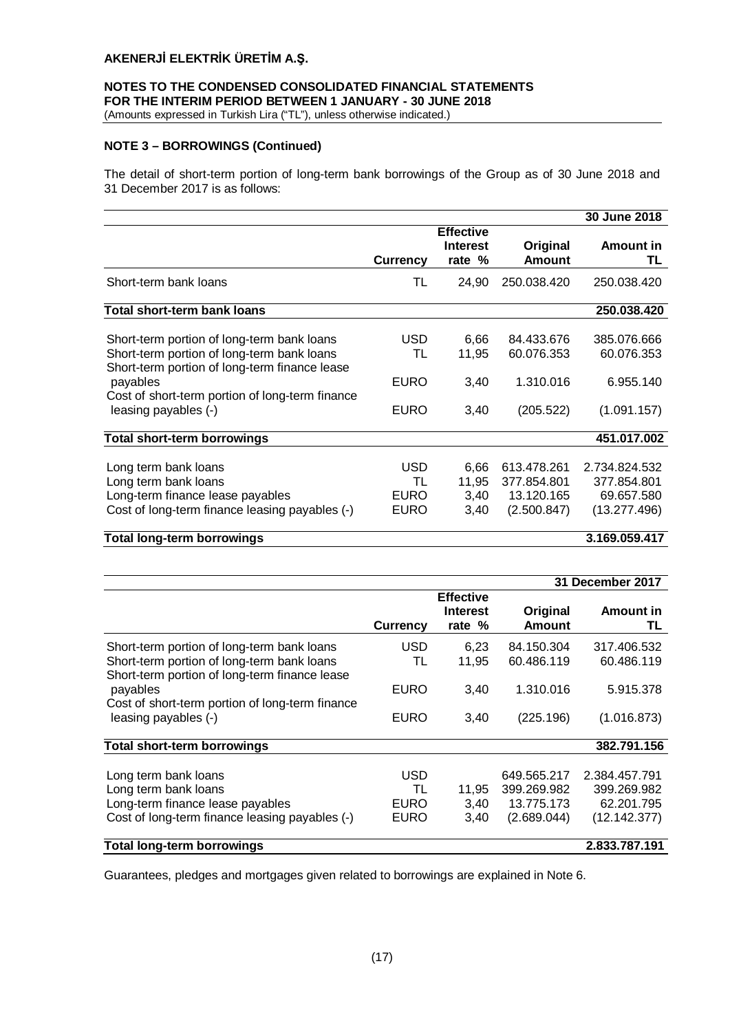## NOTE 3 – BORROWINGS (Continued)

The detail of short-term portion of long-term bank borrowings of the Group as of 30 June 2018 and 31 December 2017 is as follows:

| | | | | 30 June 2018 |
|---|---|---|---|---|
| | **Currency** | **Effective Interest rate %** | **Original Amount** | **Amount in TL** |
| Short-term bank loans | TL | 24,90 | 250.038.420 | 250.038.420 |
| **Total short-term bank loans** | | | | **250.038.420** |
| Short-term portion of long-term bank loans | USD | 6,66 | 84.433.676 | 385.076.666 |
| Short-term portion of long-term bank loans | TL | 11,95 | 60.076.353 | 60.076.353 |
| Short-term portion of long-term finance lease payables | EURO | 3,40 | 1.310.016 | 6.955.140 |
| Cost of short-term portion of long-term finance leasing payables (-) | EURO | 3,40 | (205.522) | (1.091.157) |
| **Total short-term borrowings** | | | | **451.017.002** |
| Long term bank loans | USD | 6,66 | 613.478.261 | 2.734.824.532 |
| Long term bank loans | TL | 11,95 | 377.854.801 | 377.854.801 |
| Long-term finance lease payables | EURO | 3,40 | 13.120.165 | 69.657.580 |
| Cost of long-term finance leasing payables (-) | EURO | 3,40 | (2.500.847) | (13.277.496) |
| **Total long-term borrowings** | | | | **3.169.059.417** |

| | | | | 31 December 2017 |
|---|---|---|---|---|
| | **Currency** | **Effective Interest rate %** | **Original Amount** | **Amount in TL** |
| Short-term portion of long-term bank loans | USD | 6,23 | 84.150.304 | 317.406.532 |
| Short-term portion of long-term bank loans | TL | 11,95 | 60.486.119 | 60.486.119 |
| Short-term portion of long-term finance lease payables | EURO | 3,40 | 1.310.016 | 5.915.378 |
| Cost of short-term portion of long-term finance leasing payables (-) | EURO | 3,40 | (225.196) | (1.016.873) |
| **Total short-term borrowings** | | | | **382.791.156** |
| Long term bank loans | USD | | 649.565.217 | 2.384.457.791 |
| Long term bank loans | TL | 11,95 | 399.269.982 | 399.269.982 |
| Long-term finance lease payables | EURO | 3,40 | 13.775.173 | 62.201.795 |
| Cost of long-term finance leasing payables (-) | EURO | 3,40 | (2.689.044) | (12.142.377) |
| **Total long-term borrowings** | | | | **2.833.787.191** |

Guarantees, pledges and mortgages given related to borrowings are explained in Note 6.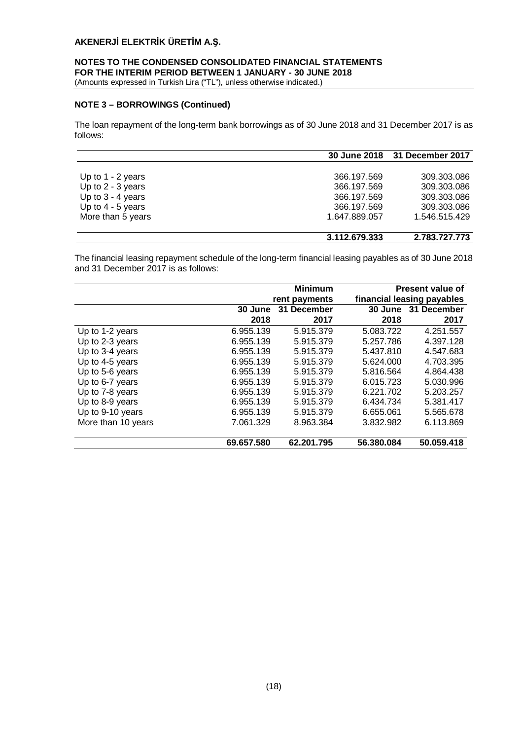## NOTE 3 – BORROWINGS (Continued)

The loan repayment of the long-term bank borrowings as of 30 June 2018 and 31 December 2017 is as follows:

| | 30 June 2018 | 31 December 2017 |
|---|---|---|
| Up to 1 - 2 years | 366.197.569 | 309.303.086 |
| Up to 2 - 3 years | 366.197.569 | 309.303.086 |
| Up to 3 - 4 years | 366.197.569 | 309.303.086 |
| Up to 4 - 5 years | 366.197.569 | 309.303.086 |
| More than 5 years | 1.647.889.057 | 1.546.515.429 |
| | **3.112.679.333** | **2.783.727.773** |

The financial leasing repayment schedule of the long-term financial leasing payables as of 30 June 2018 and 31 December 2017 is as follows:

| | Minimum rent payments | | Present value of financial leasing payables | |
|---|---|---|---|---|
| | 30 June 2018 | 31 December 2017 | 30 June 2018 | 31 December 2017 |
| Up to 1-2 years | 6.955.139 | 5.915.379 | 5.083.722 | 4.251.557 |
| Up to 2-3 years | 6.955.139 | 5.915.379 | 5.257.786 | 4.397.128 |
| Up to 3-4 years | 6.955.139 | 5.915.379 | 5.437.810 | 4.547.683 |
| Up to 4-5 years | 6.955.139 | 5.915.379 | 5.624.000 | 4.703.395 |
| Up to 5-6 years | 6.955.139 | 5.915.379 | 5.816.564 | 4.864.438 |
| Up to 6-7 years | 6.955.139 | 5.915.379 | 6.015.723 | 5.030.996 |
| Up to 7-8 years | 6.955.139 | 5.915.379 | 6.221.702 | 5.203.257 |
| Up to 8-9 years | 6.955.139 | 5.915.379 | 6.434.734 | 5.381.417 |
| Up to 9-10 years | 6.955.139 | 5.915.379 | 6.655.061 | 5.565.678 |
| More than 10 years | 7.061.329 | 8.963.384 | 3.832.982 | 6.113.869 |
| | **69.657.580** | **62.201.795** | **56.380.084** | **50.059.418** |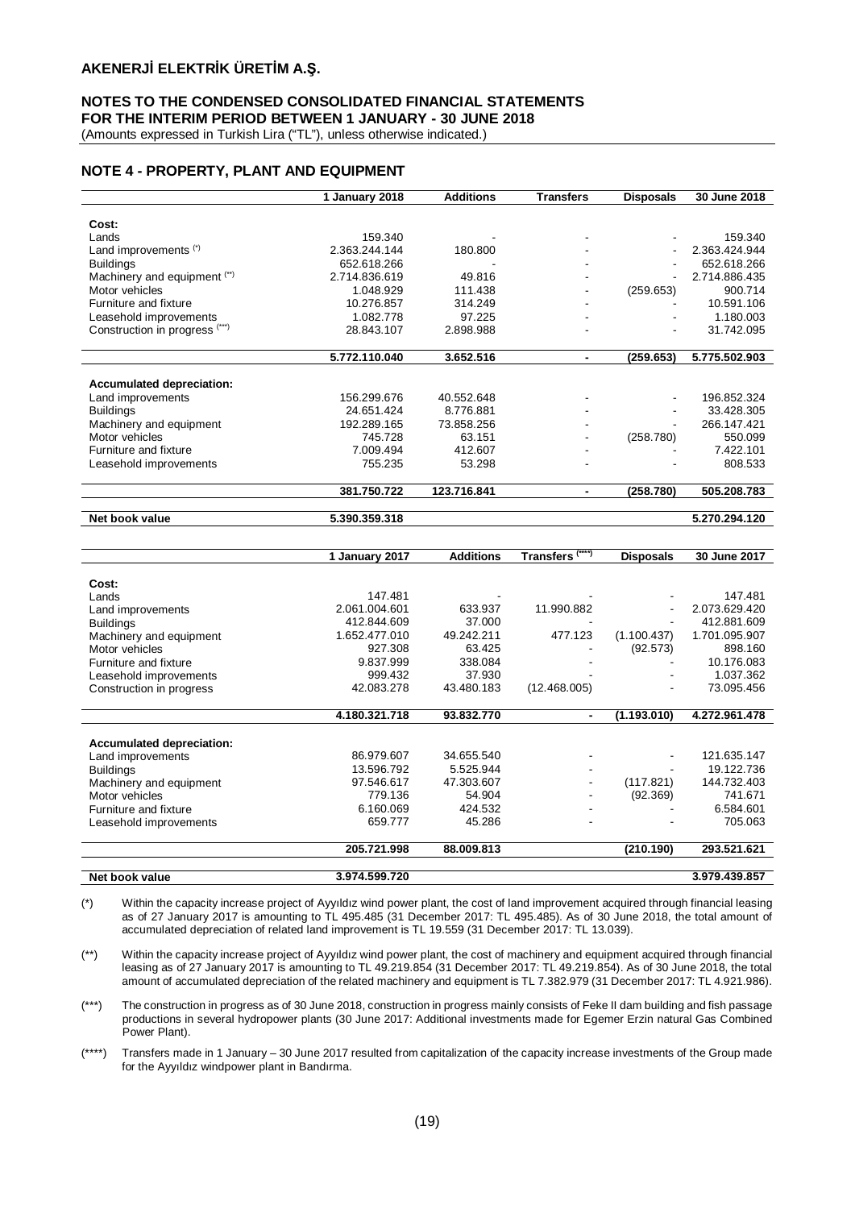## NOTE 4 - PROPERTY, PLANT AND EQUIPMENT

| | 1 January 2018 | Additions | Transfers | Disposals | 30 June 2018 |
|---|---|---|---|---|---|
| **Cost:** | | | | | |
| Lands | 159.340 | - | - | - | 159.340 |
| Land improvements (*) | 2.363.244.144 | 180.800 | - | - | 2.363.424.944 |
| Buildings | 652.618.266 | - | - | - | 652.618.266 |
| Machinery and equipment (**) | 2.714.836.619 | 49.816 | - | - | 2.714.886.435 |
| Motor vehicles | 1.048.929 | 111.438 | - | (259.653) | 900.714 |
| Furniture and fixture | 10.276.857 | 314.249 | - | - | 10.591.106 |
| Leasehold improvements | 1.082.778 | 97.225 | - | - | 1.180.003 |
| Construction in progress (***) | 28.843.107 | 2.898.988 | - | - | 31.742.095 |
| | **5.772.110.040** | **3.652.516** | **-** | **(259.653)** | **5.775.502.903** |
| **Accumulated depreciation:** | | | | | |
| Land improvements | 156.299.676 | 40.552.648 | - | - | 196.852.324 |
| Buildings | 24.651.424 | 8.776.881 | - | - | 33.428.305 |
| Machinery and equipment | 192.289.165 | 73.858.256 | - | - | 266.147.421 |
| Motor vehicles | 745.728 | 63.151 | - | (258.780) | 550.099 |
| Furniture and fixture | 7.009.494 | 412.607 | - | - | 7.422.101 |
| Leasehold improvements | 755.235 | 53.298 | - | - | 808.533 |
| | **381.750.722** | **123.716.841** | **-** | **(258.780)** | **505.208.783** |
| **Net book value** | **5.390.359.318** | | | | **5.270.294.120** |

| | 1 January 2017 | Additions | Transfers (****) | Disposals | 30 June 2017 |
|---|---|---|---|---|---|
| **Cost:** | | | | | |
| Lands | 147.481 | - | - | - | 147.481 |
| Land improvements | 2.061.004.601 | 633.937 | 11.990.882 | - | 2.073.629.420 |
| Buildings | 412.844.609 | 37.000 | - | - | 412.881.609 |
| Machinery and equipment | 1.652.477.010 | 49.242.211 | 477.123 | (1.100.437) | 1.701.095.907 |
| Motor vehicles | 927.308 | 63.425 | - | (92.573) | 898.160 |
| Furniture and fixture | 9.837.999 | 338.084 | - | - | 10.176.083 |
| Leasehold improvements | 999.432 | 37.930 | - | - | 1.037.362 |
| Construction in progress | 42.083.278 | 43.480.183 | (12.468.005) | - | 73.095.456 |
| | **4.180.321.718** | **93.832.770** | **-** | **(1.193.010)** | **4.272.961.478** |
| **Accumulated depreciation:** | | | | | |
| Land improvements | 86.979.607 | 34.655.540 | - | - | 121.635.147 |
| Buildings | 13.596.792 | 5.525.944 | - | - | 19.122.736 |
| Machinery and equipment | 97.546.617 | 47.303.607 | - | (117.821) | 144.732.403 |
| Motor vehicles | 779.136 | 54.904 | - | (92.369) | 741.671 |
| Furniture and fixture | 6.160.069 | 424.532 | - | - | 6.584.601 |
| Leasehold improvements | 659.777 | 45.286 | - | - | 705.063 |
| | **205.721.998** | **88.009.813** | | **(210.190)** | **293.521.621** |
| **Net book value** | **3.974.599.720** | | | | **3.979.439.857** |

(*) Within the capacity increase project of Ayyıldız wind power plant, the cost of land improvement acquired through financial leasing as of 27 January 2017 is amounting to TL 495.485 (31 December 2017: TL 495.485). As of 30 June 2018, the total amount of accumulated depreciation of related land improvement is TL 19.559 (31 December 2017: TL 13.039).

(**) Within the capacity increase project of Ayyıldız wind power plant, the cost of machinery and equipment acquired through financial leasing as of 27 January 2017 is amounting to TL 49.219.854 (31 December 2017: TL 49.219.854). As of 30 June 2018, the total amount of accumulated depreciation of the related machinery and equipment is TL 7.382.979 (31 December 2017: TL 4.921.986).

(***) The construction in progress as of 30 June 2018, construction in progress mainly consists of Feke II dam building and fish passage productions in several hydropower plants (30 June 2017: Additional investments made for Egemer Erzin natural Gas Combined Power Plant).

(****) Transfers made in 1 January – 30 June 2017 resulted from capitalization of the capacity increase investments of the Group made for the Ayyıldız windpower plant in Bandırma.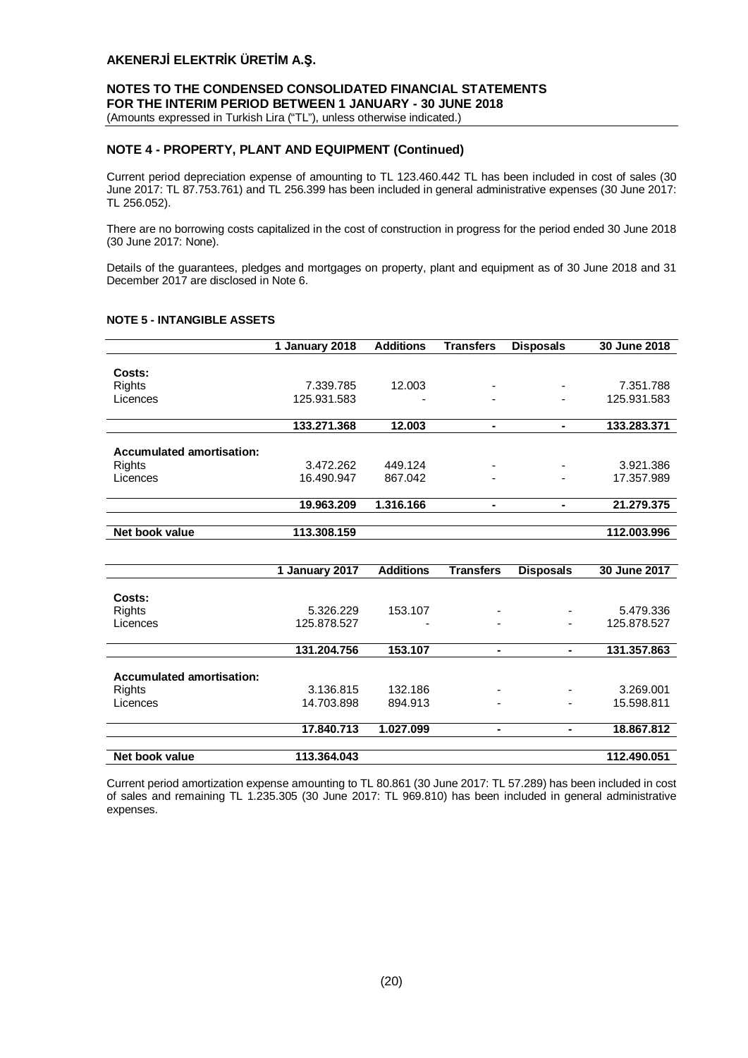## NOTE 4 - PROPERTY, PLANT AND EQUIPMENT (Continued)

Current period depreciation expense of amounting to TL 123.460.442 TL has been included in cost of sales (30 June 2017: TL 87.753.761) and TL 256.399 has been included in general administrative expenses (30 June 2017: TL 256.052).

There are no borrowing costs capitalized in the cost of construction in progress for the period ended 30 June 2018 (30 June 2017: None).

Details of the guarantees, pledges and mortgages on property, plant and equipment as of 30 June 2018 and 31 December 2017 are disclosed in Note 6.

## NOTE 5 - INTANGIBLE ASSETS

| | 1 January 2018 | Additions | Transfers | Disposals | 30 June 2018 |
|---|---|---|---|---|---|
| **Costs:** | | | | | |
| Rights | 7.339.785 | 12.003 | - | - | 7.351.788 |
| Licences | 125.931.583 | - | - | - | 125.931.583 |
| | **133.271.368** | **12.003** | **-** | **-** | **133.283.371** |
| **Accumulated amortisation:** | | | | | |
| Rights | 3.472.262 | 449.124 | - | - | 3.921.386 |
| Licences | 16.490.947 | 867.042 | - | - | 17.357.989 |
| | **19.963.209** | **1.316.166** | **-** | **-** | **21.279.375** |
| **Net book value** | **113.308.159** | | | | **112.003.996** |

| | 1 January 2017 | Additions | Transfers | Disposals | 30 June 2017 |
|---|---|---|---|---|---|
| **Costs:** | | | | | |
| Rights | 5.326.229 | 153.107 | - | - | 5.479.336 |
| Licences | 125.878.527 | - | - | - | 125.878.527 |
| | **131.204.756** | **153.107** | **-** | **-** | **131.357.863** |
| **Accumulated amortisation:** | | | | | |
| Rights | 3.136.815 | 132.186 | - | - | 3.269.001 |
| Licences | 14.703.898 | 894.913 | - | - | 15.598.811 |
| | **17.840.713** | **1.027.099** | **-** | **-** | **18.867.812** |
| **Net book value** | **113.364.043** | | | | **112.490.051** |

Current period amortization expense amounting to TL 80.861 (30 June 2017: TL 57.289) has been included in cost of sales and remaining TL 1.235.305 (30 June 2017: TL 969.810) has been included in general administrative expenses.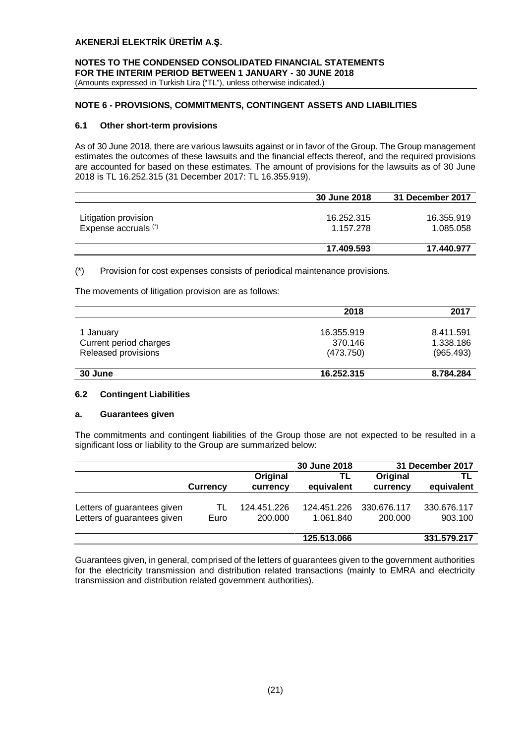## NOTE 6 - PROVISIONS, COMMITMENTS, CONTINGENT ASSETS AND LIABILITIES

### 6.1 Other short-term provisions

As of 30 June 2018, there are various lawsuits against or in favor of the Group. The Group management estimates the outcomes of these lawsuits and the financial effects thereof, and the required provisions are accounted for based on these estimates. The amount of provisions for the lawsuits as of 30 June 2018 is TL 16.252.315 (31 December 2017: TL 16.355.919).

| | 30 June 2018 | 31 December 2017 |
|---|---|---|
| Litigation provision | 16.252.315 | 16.355.919 |
| Expense accruals (*) | 1.157.278 | 1.085.058 |
| | **17.409.593** | **17.440.977** |

(*) Provision for cost expenses consists of periodical maintenance provisions.

The movements of litigation provision are as follows:

| | 2018 | 2017 |
|---|---|---|
| 1 January | 16.355.919 | 8.411.591 |
| Current period charges | 370.146 | 1.338.186 |
| Released provisions | (473.750) | (965.493) |
| **30 June** | **16.252.315** | **8.784.284** |

### 6.2 Contingent Liabilities

#### a. Guarantees given

The commitments and contingent liabilities of the Group those are not expected to be resulted in a significant loss or liability to the Group are summarized below:

| | | 30 June 2018 | | 31 December 2017 | |
|---|---|---|---|---|---|
| | Currency | Original currency | TL equivalent | Original currency | TL equivalent |
| Letters of guarantees given | TL | 124.451.226 | 124.451.226 | 330.676.117 | 330.676.117 |
| Letters of guarantees given | Euro | 200.000 | 1.061.840 | 200.000 | 903.100 |
| | | | **125.513.066** | | **331.579.217** |

Guarantees given, in general, comprised of the letters of guarantees given to the government authorities for the electricity transmission and distribution related transactions (mainly to EMRA and electricity transmission and distribution related government authorities).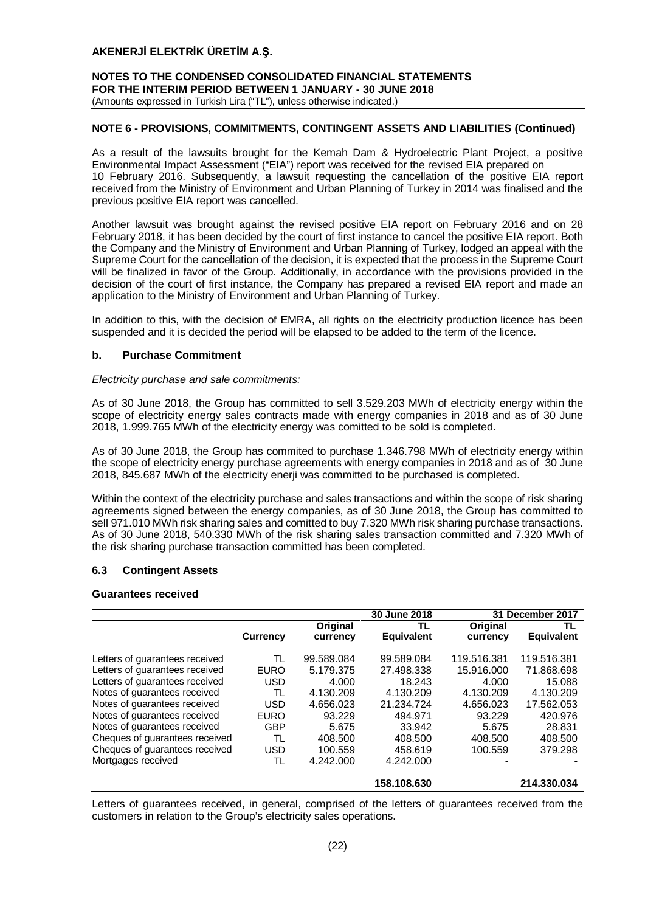## NOTE 6 - PROVISIONS, COMMITMENTS, CONTINGENT ASSETS AND LIABILITIES (Continued)

As a result of the lawsuits brought for the Kemah Dam & Hydroelectric Plant Project, a positive Environmental Impact Assessment ("EIA") report was received for the revised EIA prepared on 10 February 2016. Subsequently, a lawsuit requesting the cancellation of the positive EIA report received from the Ministry of Environment and Urban Planning of Turkey in 2014 was finalised and the previous positive EIA report was cancelled.

Another lawsuit was brought against the revised positive EIA report on February 2016 and on 28 February 2018, it has been decided by the court of first instance to cancel the positive EIA report. Both the Company and the Ministry of Environment and Urban Planning of Turkey, lodged an appeal with the Supreme Court for the cancellation of the decision, it is expected that the process in the Supreme Court will be finalized in favor of the Group. Additionally, in accordance with the provisions provided in the decision of the court of first instance, the Company has prepared a revised EIA report and made an application to the Ministry of Environment and Urban Planning of Turkey.

In addition to this, with the decision of EMRA, all rights on the electricity production licence has been suspended and it is decided the period will be elapsed to be added to the term of the licence.

### b. Purchase Commitment

*Electricity purchase and sale commitments:*

As of 30 June 2018, the Group has committed to sell 3.529.203 MWh of electricity energy within the scope of electricity energy sales contracts made with energy companies in 2018 and as of 30 June 2018, 1.999.765 MWh of the electricity energy was comitted to be sold is completed.

As of 30 June 2018, the Group has commited to purchase 1.346.798 MWh of electricity energy within the scope of electricity energy purchase agreements with energy companies in 2018 and as of 30 June 2018, 845.687 MWh of the electricity enerji was committed to be purchased is completed.

Within the context of the electricity purchase and sales transactions and within the scope of risk sharing agreements signed between the energy companies, as of 30 June 2018, the Group has committed to sell 971.010 MWh risk sharing sales and comitted to buy 7.320 MWh risk sharing purchase transactions. As of 30 June 2018, 540.330 MWh of the risk sharing sales transaction committed and 7.320 MWh of the risk sharing purchase transaction committed has been completed.

### 6.3 Contingent Assets

**Guarantees received**

| | | 30 June 2018 | | 31 December 2017 | |
|---|---|---|---|---|---|
| | **Currency** | **Original currency** | **TL Equivalent** | **Original currency** | **TL Equivalent** |
| Letters of guarantees received | TL | 99.589.084 | 99.589.084 | 119.516.381 | 119.516.381 |
| Letters of guarantees received | EURO | 5.179.375 | 27.498.338 | 15.916.000 | 71.868.698 |
| Letters of guarantees received | USD | 4.000 | 18.243 | 4.000 | 15.088 |
| Notes of guarantees received | TL | 4.130.209 | 4.130.209 | 4.130.209 | 4.130.209 |
| Notes of guarantees received | USD | 4.656.023 | 21.234.724 | 4.656.023 | 17.562.053 |
| Notes of guarantees received | EURO | 93.229 | 494.971 | 93.229 | 420.976 |
| Notes of guarantees received | GBP | 5.675 | 33.942 | 5.675 | 28.831 |
| Cheques of guarantees received | TL | 408.500 | 408.500 | 408.500 | 408.500 |
| Cheques of guarantees received | USD | 100.559 | 458.619 | 100.559 | 379.298 |
| Mortgages received | TL | 4.242.000 | 4.242.000 | - | - |
| | | | **158.108.630** | | **214.330.034** |

Letters of guarantees received, in general, comprised of the letters of guarantees received from the customers in relation to the Group's electricity sales operations.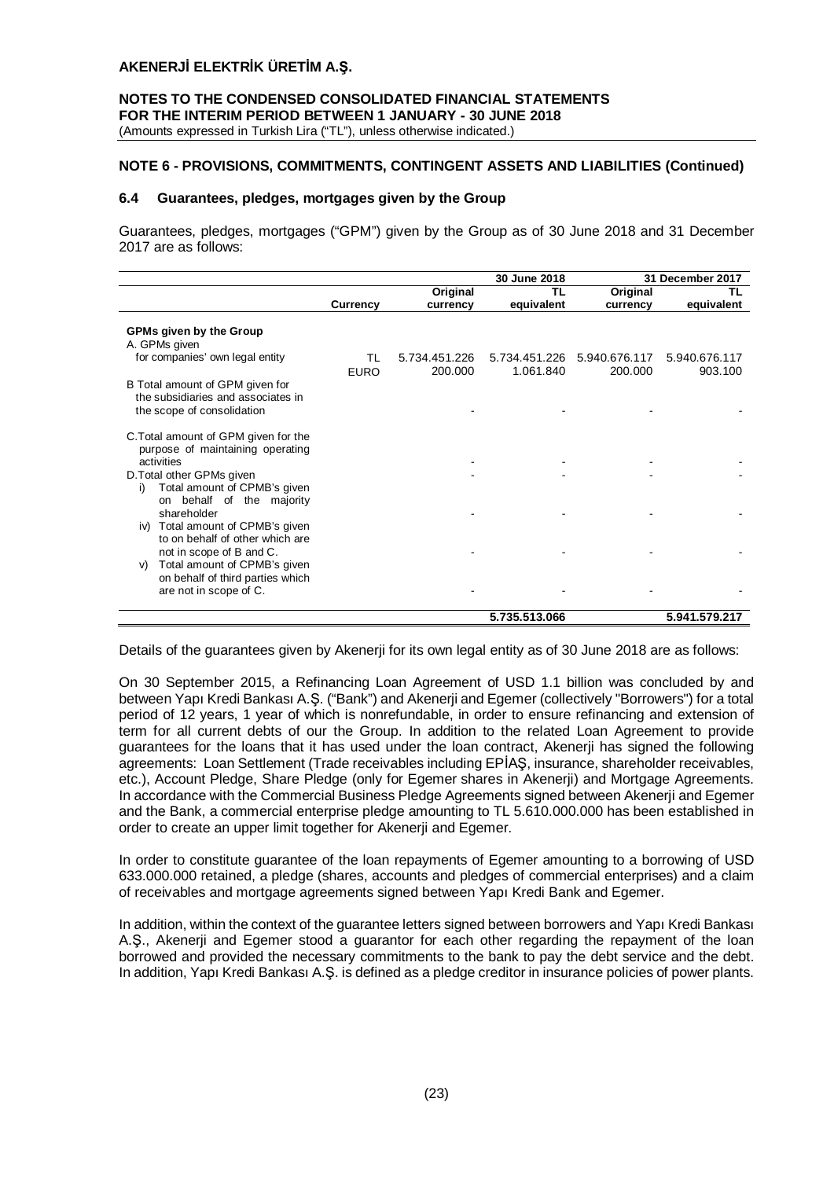## NOTE 6 - PROVISIONS, COMMITMENTS, CONTINGENT ASSETS AND LIABILITIES (Continued)

### 6.4 Guarantees, pledges, mortgages given by the Group

Guarantees, pledges, mortgages ("GPM") given by the Group as of 30 June 2018 and 31 December 2017 are as follows:

| | | 30 June 2018 | | 31 December 2017 | |
|---|---|---|---|---|---|
| | Currency | Original currency | TL equivalent | Original currency | TL equivalent |
| **GPMs given by the Group** | | | | | |
| A. GPMs given for companies' own legal entity | TL | 5.734.451.226 | 5.734.451.226 | 5.940.676.117 | 5.940.676.117 |
| | EURO | 200.000 | 1.061.840 | 200.000 | 903.100 |
| B Total amount of GPM given for the subsidiaries and associates in the scope of consolidation | | - | - | - | - |
| C.Total amount of GPM given for the purpose of maintaining operating activities | | - | - | - | - |
| D.Total other GPMs given | | - | - | - | - |
| i) Total amount of CPMB's given on behalf of the majority shareholder | | - | - | - | - |
| iv) Total amount of CPMB's given to on behalf of other which are not in scope of B and C. | | - | - | - | - |
| v) Total amount of CPMB's given on behalf of third parties which are not in scope of C. | | - | - | - | - |
| | | | **5.735.513.066** | | **5.941.579.217** |

Details of the guarantees given by Akenerji for its own legal entity as of 30 June 2018 are as follows:

On 30 September 2015, a Refinancing Loan Agreement of USD 1.1 billion was concluded by and between Yapı Kredi Bankası A.Ş. ("Bank") and Akenerji and Egemer (collectively "Borrowers") for a total period of 12 years, 1 year of which is nonrefundable, in order to ensure refinancing and extension of term for all current debts of our the Group. In addition to the related Loan Agreement to provide guarantees for the loans that it has used under the loan contract, Akenerji has signed the following agreements: Loan Settlement (Trade receivables including EPİAŞ, insurance, shareholder receivables, etc.), Account Pledge, Share Pledge (only for Egemer shares in Akenerji) and Mortgage Agreements. In accordance with the Commercial Business Pledge Agreements signed between Akenerji and Egemer and the Bank, a commercial enterprise pledge amounting to TL 5.610.000.000 has been established in order to create an upper limit together for Akenerji and Egemer.

In order to constitute guarantee of the loan repayments of Egemer amounting to a borrowing of USD 633.000.000 retained, a pledge (shares, accounts and pledges of commercial enterprises) and a claim of receivables and mortgage agreements signed between Yapı Kredi Bank and Egemer.

In addition, within the context of the guarantee letters signed between borrowers and Yapı Kredi Bankası A.Ş., Akenerji and Egemer stood a guarantor for each other regarding the repayment of the loan borrowed and provided the necessary commitments to the bank to pay the debt service and the debt. In addition, Yapı Kredi Bankası A.Ş. is defined as a pledge creditor in insurance policies of power plants.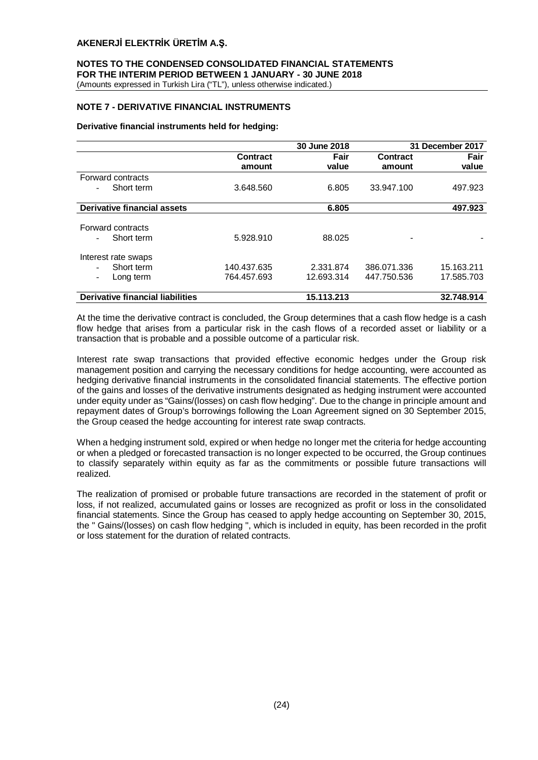## NOTE 7 - DERIVATIVE FINANCIAL INSTRUMENTS

**Derivative financial instruments held for hedging:**

| | 30 June 2018 | | 31 December 2017 | |
|---|---|---|---|---|
| | **Contract amount** | **Fair value** | **Contract amount** | **Fair value** |
| Forward contracts | | | | |
| - Short term | 3.648.560 | 6.805 | 33.947.100 | 497.923 |
| **Derivative financial assets** | | **6.805** | | **497.923** |
| Forward contracts | | | | |
| - Short term | 5.928.910 | 88.025 | - | - |
| Interest rate swaps | | | | |
| - Short term | 140.437.635 | 2.331.874 | 386.071.336 | 15.163.211 |
| - Long term | 764.457.693 | 12.693.314 | 447.750.536 | 17.585.703 |
| **Derivative financial liabilities** | | **15.113.213** | | **32.748.914** |

At the time the derivative contract is concluded, the Group determines that a cash flow hedge is a cash flow hedge that arises from a particular risk in the cash flows of a recorded asset or liability or a transaction that is probable and a possible outcome of a particular risk.

Interest rate swap transactions that provided effective economic hedges under the Group risk management position and carrying the necessary conditions for hedge accounting, were accounted as hedging derivative financial instruments in the consolidated financial statements. The effective portion of the gains and losses of the derivative instruments designated as hedging instrument were accounted under equity under as "Gains/(losses) on cash flow hedging". Due to the change in principle amount and repayment dates of Group's borrowings following the Loan Agreement signed on 30 September 2015, the Group ceased the hedge accounting for interest rate swap contracts.

When a hedging instrument sold, expired or when hedge no longer met the criteria for hedge accounting or when a pledged or forecasted transaction is no longer expected to be occurred, the Group continues to classify separately within equity as far as the commitments or possible future transactions will realized.

The realization of promised or probable future transactions are recorded in the statement of profit or loss, if not realized, accumulated gains or losses are recognized as profit or loss in the consolidated financial statements. Since the Group has ceased to apply hedge accounting on September 30, 2015, the " Gains/(losses) on cash flow hedging ", which is included in equity, has been recorded in the profit or loss statement for the duration of related contracts.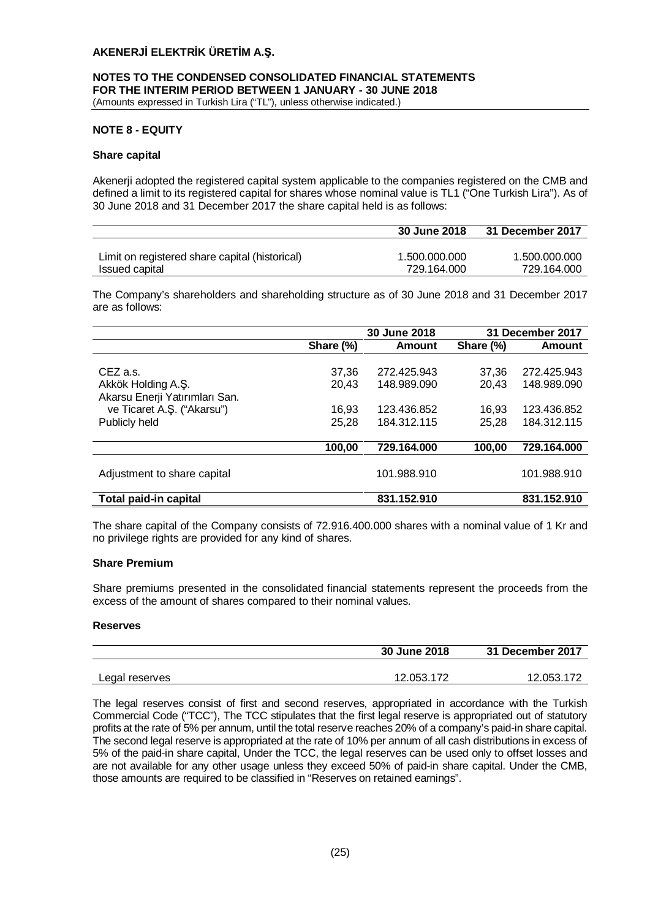## NOTE 8 - EQUITY

### Share capital

Akenerji adopted the registered capital system applicable to the companies registered on the CMB and defined a limit to its registered capital for shares whose nominal value is TL1 ("One Turkish Lira"). As of 30 June 2018 and 31 December 2017 the share capital held is as follows:

| | 30 June 2018 | 31 December 2017 |
|---|---|---|
| Limit on registered share capital (historical) | 1.500.000.000 | 1.500.000.000 |
| Issued capital | 729.164.000 | 729.164.000 |

The Company's shareholders and shareholding structure as of 30 June 2018 and 31 December 2017 are as follows:

| | 30 June 2018 | | 31 December 2017 | |
|---|---|---|---|---|
| | Share (%) | Amount | Share (%) | Amount |
| CEZ a.s. | 37,36 | 272.425.943 | 37,36 | 272.425.943 |
| Akkök Holding A.Ş. | 20,43 | 148.989.090 | 20,43 | 148.989.090 |
| Akarsu Enerji Yatırımları San. ve Ticaret A.Ş. ("Akarsu") | 16,93 | 123.436.852 | 16,93 | 123.436.852 |
| Publicly held | 25,28 | 184.312.115 | 25,28 | 184.312.115 |
| | **100,00** | **729.164.000** | **100,00** | **729.164.000** |
| Adjustment to share capital | | 101.988.910 | | 101.988.910 |
| **Total paid-in capital** | | **831.152.910** | | **831.152.910** |

The share capital of the Company consists of 72.916.400.000 shares with a nominal value of 1 Kr and no privilege rights are provided for any kind of shares.

### Share Premium

Share premiums presented in the consolidated financial statements represent the proceeds from the excess of the amount of shares compared to their nominal values.

### Reserves

| | 30 June 2018 | 31 December 2017 |
|---|---|---|
| Legal reserves | 12.053.172 | 12.053.172 |

The legal reserves consist of first and second reserves, appropriated in accordance with the Turkish Commercial Code ("TCC"), The TCC stipulates that the first legal reserve is appropriated out of statutory profits at the rate of 5% per annum, until the total reserve reaches 20% of a company's paid-in share capital. The second legal reserve is appropriated at the rate of 10% per annum of all cash distributions in excess of 5% of the paid-in share capital, Under the TCC, the legal reserves can be used only to offset losses and are not available for any other usage unless they exceed 50% of paid-in share capital. Under the CMB, those amounts are required to be classified in "Reserves on retained earnings".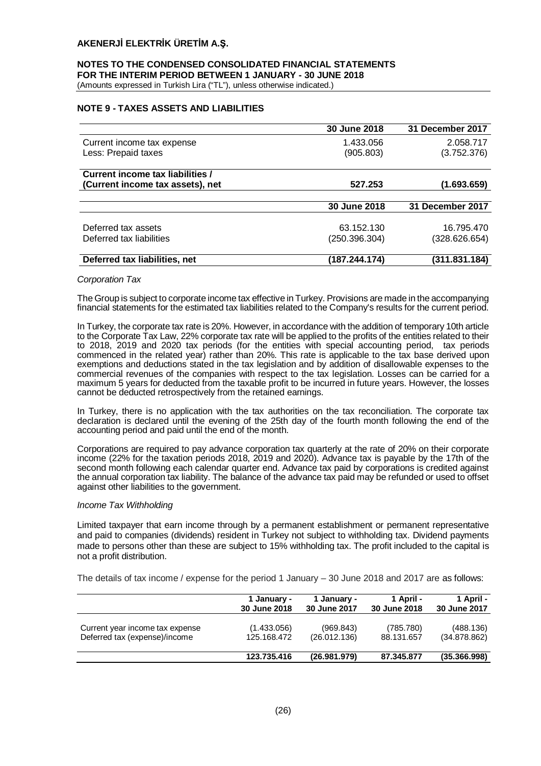## NOTE 9 - TAXES ASSETS AND LIABILITIES

| | 30 June 2018 | 31 December 2017 |
|---|---|---|
| Current income tax expense | 1.433.056 | 2.058.717 |
| Less: Prepaid taxes | (905.803) | (3.752.376) |
| **Current income tax liabilities / (Current income tax assets), net** | **527.253** | **(1.693.659)** |

| | 30 June 2018 | 31 December 2017 |
|---|---|---|
| Deferred tax assets | 63.152.130 | 16.795.470 |
| Deferred tax liabilities | (250.396.304) | (328.626.654) |
| **Deferred tax liabilities, net** | **(187.244.174)** | **(311.831.184)** |

*Corporation Tax*

The Group is subject to corporate income tax effective in Turkey. Provisions are made in the accompanying financial statements for the estimated tax liabilities related to the Company's results for the current period.

In Turkey, the corporate tax rate is 20%. However, in accordance with the addition of temporary 10th article to the Corporate Tax Law, 22% corporate tax rate will be applied to the profits of the entities related to their to 2018, 2019 and 2020 tax periods (for the entities with special accounting period, tax periods commenced in the related year) rather than 20%. This rate is applicable to the tax base derived upon exemptions and deductions stated in the tax legislation and by addition of disallowable expenses to the commercial revenues of the companies with respect to the tax legislation. Losses can be carried for a maximum 5 years for deducted from the taxable profit to be incurred in future years. However, the losses cannot be deducted retrospectively from the retained earnings.

In Turkey, there is no application with the tax authorities on the tax reconciliation. The corporate tax declaration is declared until the evening of the 25th day of the fourth month following the end of the accounting period and paid until the end of the month.

Corporations are required to pay advance corporation tax quarterly at the rate of 20% on their corporate income (22% for the taxation periods 2018, 2019 and 2020). Advance tax is payable by the 17th of the second month following each calendar quarter end. Advance tax paid by corporations is credited against the annual corporation tax liability. The balance of the advance tax paid may be refunded or used to offset against other liabilities to the government.

*Income Tax Withholding*

Limited taxpayer that earn income through by a permanent establishment or permanent representative and paid to companies (dividends) resident in Turkey not subject to withholding tax. Dividend payments made to persons other than these are subject to 15% withholding tax. The profit included to the capital is not a profit distribution.

The details of tax income / expense for the period 1 January – 30 June 2018 and 2017 are as follows:

| | 1 January - 30 June 2018 | 1 January - 30 June 2017 | 1 April - 30 June 2018 | 1 April - 30 June 2017 |
|---|---|---|---|---|
| Current year income tax expense | (1.433.056) | (969.843) | (785.780) | (488.136) |
| Deferred tax (expense)/income | 125.168.472 | (26.012.136) | 88.131.657 | (34.878.862) |
| | **123.735.416** | **(26.981.979)** | **87.345.877** | **(35.366.998)** |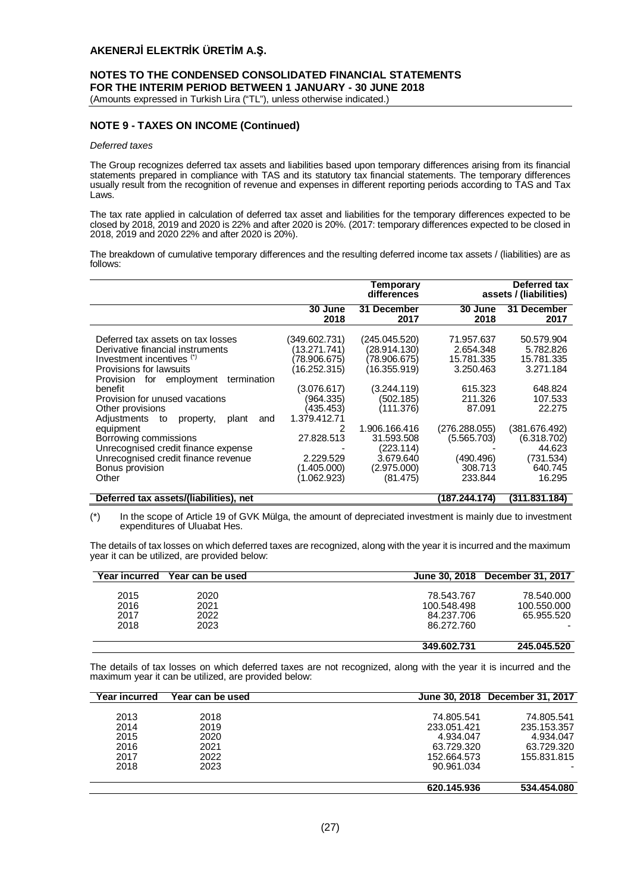# AKENERJİ ELEKTRİK ÜRETİM A.Ş.

**NOTES TO THE CONDENSED CONSOLIDATED FINANCIAL STATEMENTS FOR THE INTERIM PERIOD BETWEEN 1 JANUARY - 30 JUNE 2018**
(Amounts expressed in Turkish Lira ("TL"), unless otherwise indicated.)

## NOTE 9 - TAXES ON INCOME (Continued)

*Deferred taxes*

The Group recognizes deferred tax assets and liabilities based upon temporary differences arising from its financial statements prepared in compliance with TAS and its statutory tax financial statements. The temporary differences usually result from the recognition of revenue and expenses in different reporting periods according to TAS and Tax Laws.

The tax rate applied in calculation of deferred tax asset and liabilities for the temporary differences expected to be closed by 2018, 2019 and 2020 is 22% and after 2020 is 20%. (2017: temporary differences expected to be closed in 2018, 2019 and 2020 22% and after 2020 is 20%).

The breakdown of cumulative temporary differences and the resulting deferred income tax assets / (liabilities) are as follows:

| | Temporary differences | | Deferred tax assets / (liabilities) | |
|---|---|---|---|---|
| | 30 June 2018 | 31 December 2017 | 30 June 2018 | 31 December 2017 |
| Deferred tax assets on tax losses | (349.602.731) | (245.045.520) | 71.957.637 | 50.579.904 |
| Derivative financial instruments | (13.271.741) | (28.914.130) | 2.654.348 | 5.782.826 |
| Investment incentives (*) | (78.906.675) | (78.906.675) | 15.781.335 | 15.781.335 |
| Provisions for lawsuits | (16.252.315) | (16.355.919) | 3.250.463 | 3.271.184 |
| Provision for employment termination benefit | (3.076.617) | (3.244.119) | 615.323 | 648.824 |
| Provision for unused vacations | (964.335) | (502.185) | 211.326 | 107.533 |
| Other provisions | (435.453) | (111.376) | 87.091 | 22.275 |
| Adjustments to property, plant and equipment | 1.379.412.712 | 1.906.166.416 | (276.288.055) | (381.676.492) |
| Borrowing commissions | 27.828.513 | 31.593.508 | (5.565.703) | (6.318.702) |
| Unrecognised credit finance expense | - | (223.114) | - | 44.623 |
| Unrecognised credit finance revenue | 2.229.529 | 3.679.640 | (490.496) | (731.534) |
| Bonus provision | (1.405.000) | (2.975.000) | 308.713 | 640.745 |
| Other | (1.062.923) | (81.475) | 233.844 | 16.295 |
| **Deferred tax assets/(liabilities), net** | | | **(187.244.174)** | **(311.831.184)** |

(*) In the scope of Article 19 of GVK Mülga, the amount of depreciated investment is mainly due to investment expenditures of Uluabat Hes.

The details of tax losses on which deferred taxes are recognized, along with the year it is incurred and the maximum year it can be utilized, are provided below:

| Year incurred | Year can be used | June 30, 2018 | December 31, 2017 |
|---|---|---|---|
| 2015 | 2020 | 78.543.767 | 78.540.000 |
| 2016 | 2021 | 100.548.498 | 100.550.000 |
| 2017 | 2022 | 84.237.706 | 65.955.520 |
| 2018 | 2023 | 86.272.760 | - |
| | | **349.602.731** | **245.045.520** |

The details of tax losses on which deferred taxes are not recognized, along with the year it is incurred and the maximum year it can be utilized, are provided below:

| Year incurred | Year can be used | June 30, 2018 | December 31, 2017 |
|---|---|---|---|
| 2013 | 2018 | 74.805.541 | 74.805.541 |
| 2014 | 2019 | 233.051.421 | 235.153.357 |
| 2015 | 2020 | 4.934.047 | 4.934.047 |
| 2016 | 2021 | 63.729.320 | 63.729.320 |
| 2017 | 2022 | 152.664.573 | 155.831.815 |
| 2018 | 2023 | 90.961.034 | - |
| | | **620.145.936** | **534.454.080** |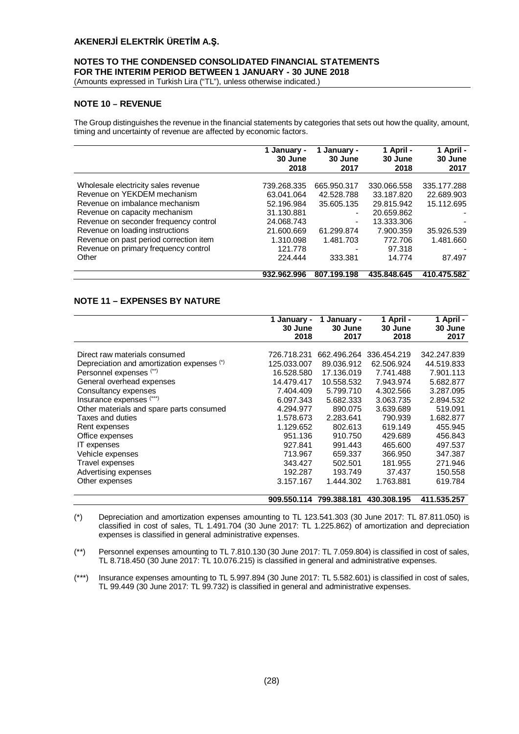## NOTE 10 – REVENUE

The Group distinguishes the revenue in the financial statements by categories that sets out how the quality, amount, timing and uncertainty of revenue are affected by economic factors.

| | 1 January - 30 June 2018 | 1 January - 30 June 2017 | 1 April - 30 June 2018 | 1 April - 30 June 2017 |
|---|---|---|---|---|
| Wholesale electricity sales revenue | 739.268.335 | 665.950.317 | 330.066.558 | 335.177.288 |
| Revenue on YEKDEM mechanism | 63.041.064 | 42.528.788 | 33.187.820 | 22.689.903 |
| Revenue on imbalance mechanism | 52.196.984 | 35.605.135 | 29.815.942 | 15.112.695 |
| Revenue on capacity mechanism | 31.130.881 | - | 20.659.862 | - |
| Revenue on seconder frequency control | 24.068.743 | - | 13.333.306 | - |
| Revenue on loading instructions | 21.600.669 | 61.299.874 | 7.900.359 | 35.926.539 |
| Revenue on past period correction item | 1.310.098 | 1.481.703 | 772.706 | 1.481.660 |
| Revenue on primary frequency control | 121.778 | - | 97.318 | - |
| Other | 224.444 | 333.381 | 14.774 | 87.497 |
| | **932.962.996** | **807.199.198** | **435.848.645** | **410.475.582** |

## NOTE 11 – EXPENSES BY NATURE

| | 1 January - 30 June 2018 | 1 January - 30 June 2017 | 1 April - 30 June 2018 | 1 April - 30 June 2017 |
|---|---|---|---|---|
| Direct raw materials consumed | 726.718.231 | 662.496.264 | 336.454.219 | 342.247.839 |
| Depreciation and amortization expenses (*) | 125.033.007 | 89.036.912 | 62.506.924 | 44.519.833 |
| Personnel expenses (**) | 16.528.580 | 17.136.019 | 7.741.488 | 7.901.113 |
| General overhead expenses | 14.479.417 | 10.558.532 | 7.943.974 | 5.682.877 |
| Consultancy expenses | 7.404.409 | 5.799.710 | 4.302.566 | 3.287.095 |
| Insurance expenses (***) | 6.097.343 | 5.682.333 | 3.063.735 | 2.894.532 |
| Other materials and spare parts consumed | 4.294.977 | 890.075 | 3.639.689 | 519.091 |
| Taxes and duties | 1.578.673 | 2.283.641 | 790.939 | 1.682.877 |
| Rent expenses | 1.129.652 | 802.613 | 619.149 | 455.945 |
| Office expenses | 951.136 | 910.750 | 429.689 | 456.843 |
| IT expenses | 927.841 | 991.443 | 465.600 | 497.537 |
| Vehicle expenses | 713.967 | 659.337 | 366.950 | 347.387 |
| Travel expenses | 343.427 | 502.501 | 181.955 | 271.946 |
| Advertising expenses | 192.287 | 193.749 | 37.437 | 150.558 |
| Other expenses | 3.157.167 | 1.444.302 | 1.763.881 | 619.784 |
| | **909.550.114** | **799.388.181** | **430.308.195** | **411.535.257** |

(*) Depreciation and amortization expenses amounting to TL 123.541.303 (30 June 2017: TL 87.811.050) is classified in cost of sales, TL 1.491.704 (30 June 2017: TL 1.225.862) of amortization and depreciation expenses is classified in general administrative expenses.

(**) Personnel expenses amounting to TL 7.810.130 (30 June 2017: TL 7.059.804) is classified in cost of sales, TL 8.718.450 (30 June 2017: TL 10.076.215) is classified in general and administrative expenses.

(***) Insurance expenses amounting to TL 5.997.894 (30 June 2017: TL 5.582.601) is classified in cost of sales, TL 99.449 (30 June 2017: TL 99.732) is classified in general and administrative expenses.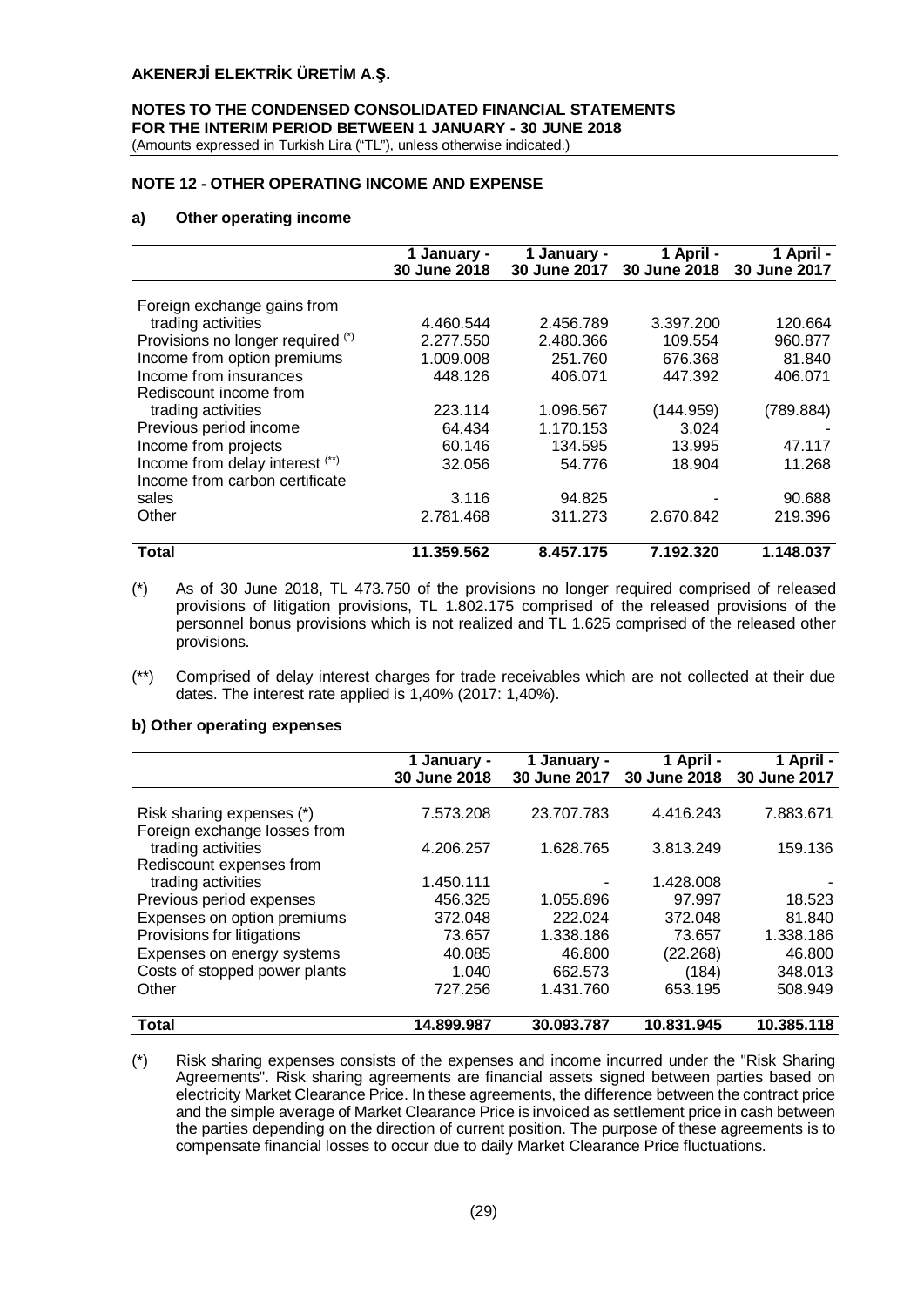## NOTE 12 - OTHER OPERATING INCOME AND EXPENSE

### a) Other operating income

| | 1 January - 30 June 2018 | 1 January - 30 June 2017 | 1 April - 30 June 2018 | 1 April - 30 June 2017 |
|---|---|---|---|---|
| Foreign exchange gains from trading activities | 4.460.544 | 2.456.789 | 3.397.200 | 120.664 |
| Provisions no longer required (*) | 2.277.550 | 2.480.366 | 109.554 | 960.877 |
| Income from option premiums | 1.009.008 | 251.760 | 676.368 | 81.840 |
| Income from insurances | 448.126 | 406.071 | 447.392 | 406.071 |
| Rediscount income from trading activities | 223.114 | 1.096.567 | (144.959) | (789.884) |
| Previous period income | 64.434 | 1.170.153 | 3.024 | - |
| Income from projects | 60.146 | 134.595 | 13.995 | 47.117 |
| Income from delay interest (**) | 32.056 | 54.776 | 18.904 | 11.268 |
| Income from carbon certificate sales | 3.116 | 94.825 | - | 90.688 |
| Other | 2.781.468 | 311.273 | 2.670.842 | 219.396 |
| **Total** | **11.359.562** | **8.457.175** | **7.192.320** | **1.148.037** |

(*) As of 30 June 2018, TL 473.750 of the provisions no longer required comprised of released provisions of litigation provisions, TL 1.802.175 comprised of the released provisions of the personnel bonus provisions which is not realized and TL 1.625 comprised of the released other provisions.

(**) Comprised of delay interest charges for trade receivables which are not collected at their due dates. The interest rate applied is 1,40% (2017: 1,40%).

### b) Other operating expenses

| | 1 January - 30 June 2018 | 1 January - 30 June 2017 | 1 April - 30 June 2018 | 1 April - 30 June 2017 |
|---|---|---|---|---|
| Risk sharing expenses (*) | 7.573.208 | 23.707.783 | 4.416.243 | 7.883.671 |
| Foreign exchange losses from trading activities | 4.206.257 | 1.628.765 | 3.813.249 | 159.136 |
| Rediscount expenses from trading activities | 1.450.111 | - | 1.428.008 | - |
| Previous period expenses | 456.325 | 1.055.896 | 97.997 | 18.523 |
| Expenses on option premiums | 372.048 | 222.024 | 372.048 | 81.840 |
| Provisions for litigations | 73.657 | 1.338.186 | 73.657 | 1.338.186 |
| Expenses on energy systems | 40.085 | 46.800 | (22.268) | 46.800 |
| Costs of stopped power plants | 1.040 | 662.573 | (184) | 348.013 |
| Other | 727.256 | 1.431.760 | 653.195 | 508.949 |
| **Total** | **14.899.987** | **30.093.787** | **10.831.945** | **10.385.118** |

(*) Risk sharing expenses consists of the expenses and income incurred under the "Risk Sharing Agreements". Risk sharing agreements are financial assets signed between parties based on electricity Market Clearance Price. In these agreements, the difference between the contract price and the simple average of Market Clearance Price is invoiced as settlement price in cash between the parties depending on the direction of current position. The purpose of these agreements is to compensate financial losses to occur due to daily Market Clearance Price fluctuations.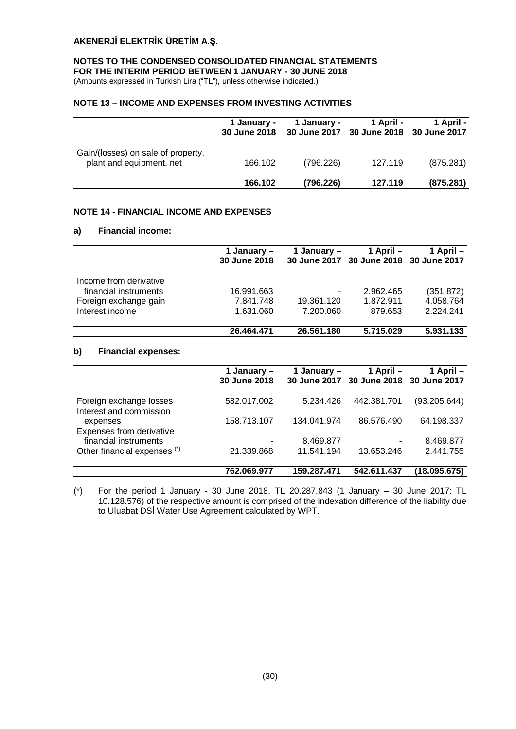## NOTE 13 – INCOME AND EXPENSES FROM INVESTING ACTIVITIES

| | 1 January - 30 June 2018 | 1 January - 30 June 2017 | 1 April - 30 June 2018 | 1 April - 30 June 2017 |
|---|---|---|---|---|
| Gain/(losses) on sale of property, plant and equipment, net | 166.102 | (796.226) | 127.119 | (875.281) |
| | **166.102** | **(796.226)** | **127.119** | **(875.281)** |

## NOTE 14 - FINANCIAL INCOME AND EXPENSES

### a) Financial income:

| | 1 January – 30 June 2018 | 1 January – 30 June 2017 | 1 April – 30 June 2018 | 1 April – 30 June 2017 |
|---|---|---|---|---|
| Income from derivative financial instruments | 16.991.663 | - | 2.962.465 | (351.872) |
| Foreign exchange gain | 7.841.748 | 19.361.120 | 1.872.911 | 4.058.764 |
| Interest income | 1.631.060 | 7.200.060 | 879.653 | 2.224.241 |
| | **26.464.471** | **26.561.180** | **5.715.029** | **5.931.133** |

### b) Financial expenses:

| | 1 January – 30 June 2018 | 1 January – 30 June 2017 | 1 April – 30 June 2018 | 1 April – 30 June 2017 |
|---|---|---|---|---|
| Foreign exchange losses | 582.017.002 | 5.234.426 | 442.381.701 | (93.205.644) |
| Interest and commission expenses | 158.713.107 | 134.041.974 | 86.576.490 | 64.198.337 |
| Expenses from derivative financial instruments | - | 8.469.877 | - | 8.469.877 |
| Other financial expenses (*) | 21.339.868 | 11.541.194 | 13.653.246 | 2.441.755 |
| | **762.069.977** | **159.287.471** | **542.611.437** | **(18.095.675)** |

(*) For the period 1 January - 30 June 2018, TL 20.287.843 (1 January – 30 June 2017: TL 10.128.576) of the respective amount is comprised of the indexation difference of the liability due to Uluabat DSİ Water Use Agreement calculated by WPT.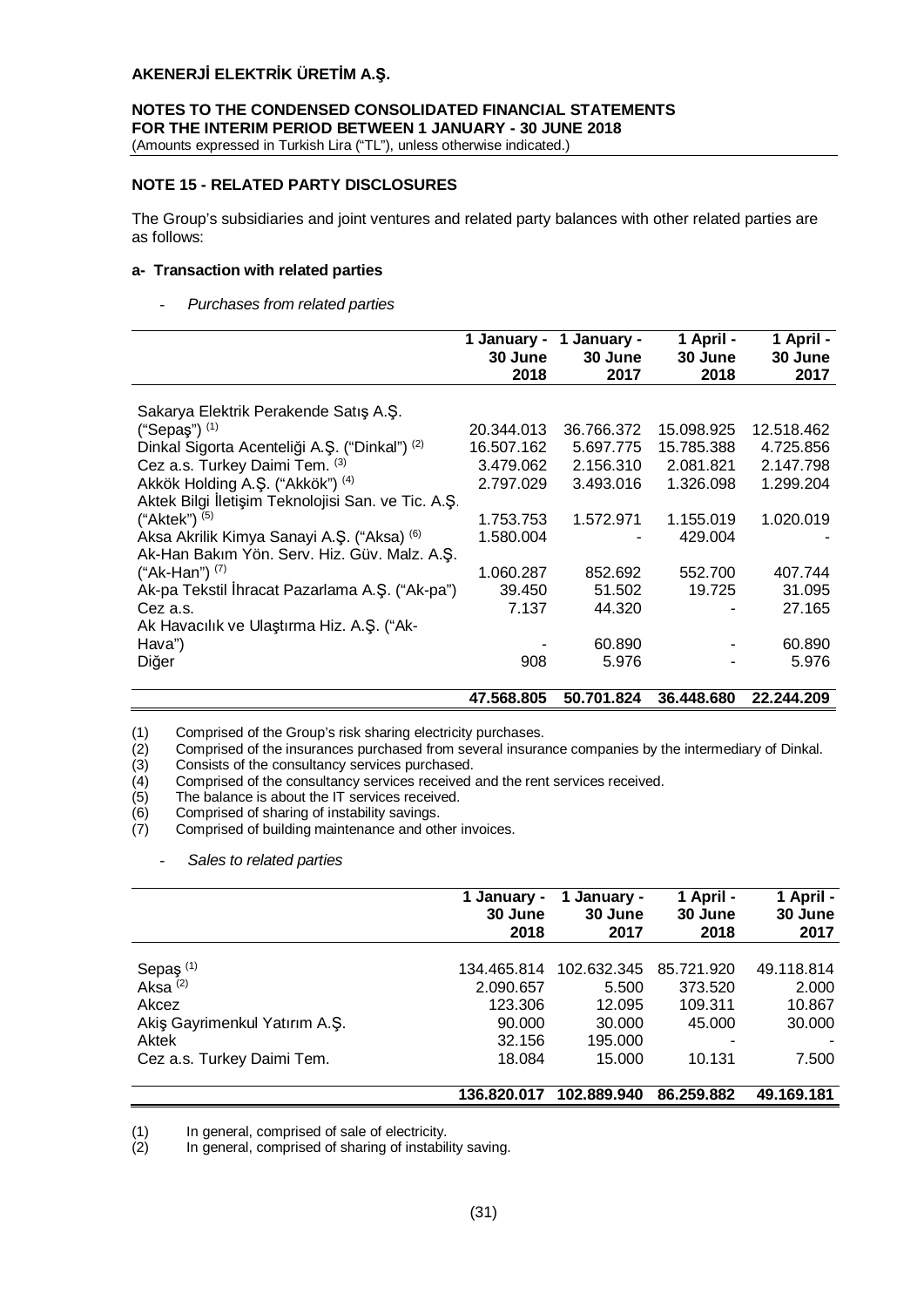## NOTE 15 - RELATED PARTY DISCLOSURES

The Group's subsidiaries and joint ventures and related party balances with other related parties are as follows:

### a- Transaction with related parties

- *Purchases from related parties*

| | 1 January - 30 June 2018 | 1 January - 30 June 2017 | 1 April - 30 June 2018 | 1 April - 30 June 2017 |
|---|---|---|---|---|
| Sakarya Elektrik Perakende Satış A.Ş. ("Sepaş") (1) | 20.344.013 | 36.766.372 | 15.098.925 | 12.518.462 |
| Dinkal Sigorta Acenteliği A.Ş. ("Dinkal") (2) | 16.507.162 | 5.697.775 | 15.785.388 | 4.725.856 |
| Cez a.s. Turkey Daimi Tem. (3) | 3.479.062 | 2.156.310 | 2.081.821 | 2.147.798 |
| Akkök Holding A.Ş. ("Akkök") (4) | 2.797.029 | 3.493.016 | 1.326.098 | 1.299.204 |
| Aktek Bilgi İletişim Teknolojisi San. ve Tic. A.Ş. ("Aktek") (5) | 1.753.753 | 1.572.971 | 1.155.019 | 1.020.019 |
| Aksa Akrilik Kimya Sanayi A.Ş. ("Aksa) (6) | 1.580.004 | - | 429.004 | - |
| Ak-Han Bakım Yön. Serv. Hiz. Güv. Malz. A.Ş. ("Ak-Han") (7) | 1.060.287 | 852.692 | 552.700 | 407.744 |
| Ak-pa Tekstil İhracat Pazarlama A.Ş. ("Ak-pa") | 39.450 | 51.502 | 19.725 | 31.095 |
| Cez a.s. | 7.137 | 44.320 | - | 27.165 |
| Ak Havacılık ve Ulaştırma Hiz. A.Ş. ("Ak-Hava") | - | 60.890 | - | 60.890 |
| Diğer | 908 | 5.976 | - | 5.976 |
| | **47.568.805** | **50.701.824** | **36.448.680** | **22.244.209** |

(1) Comprised of the Group's risk sharing electricity purchases.
(2) Comprised of the insurances purchased from several insurance companies by the intermediary of Dinkal.
(3) Consists of the consultancy services purchased.
(4) Comprised of the consultancy services received and the rent services received.
(5) The balance is about the IT services received.
(6) Comprised of sharing of instability savings.
(7) Comprised of building maintenance and other invoices.

- *Sales to related parties*

| | 1 January - 30 June 2018 | 1 January - 30 June 2017 | 1 April - 30 June 2018 | 1 April - 30 June 2017 |
|---|---|---|---|---|
| Sepaş (1) | 134.465.814 | 102.632.345 | 85.721.920 | 49.118.814 |
| Aksa (2) | 2.090.657 | 5.500 | 373.520 | 2.000 |
| Akcez | 123.306 | 12.095 | 109.311 | 10.867 |
| Akiş Gayrimenkul Yatırım A.Ş. | 90.000 | 30.000 | 45.000 | 30.000 |
| Aktek | 32.156 | 195.000 | - | - |
| Cez a.s. Turkey Daimi Tem. | 18.084 | 15.000 | 10.131 | 7.500 |
| | **136.820.017** | **102.889.940** | **86.259.882** | **49.169.181** |

(1) In general, comprised of sale of electricity.
(2) In general, comprised of sharing of instability saving.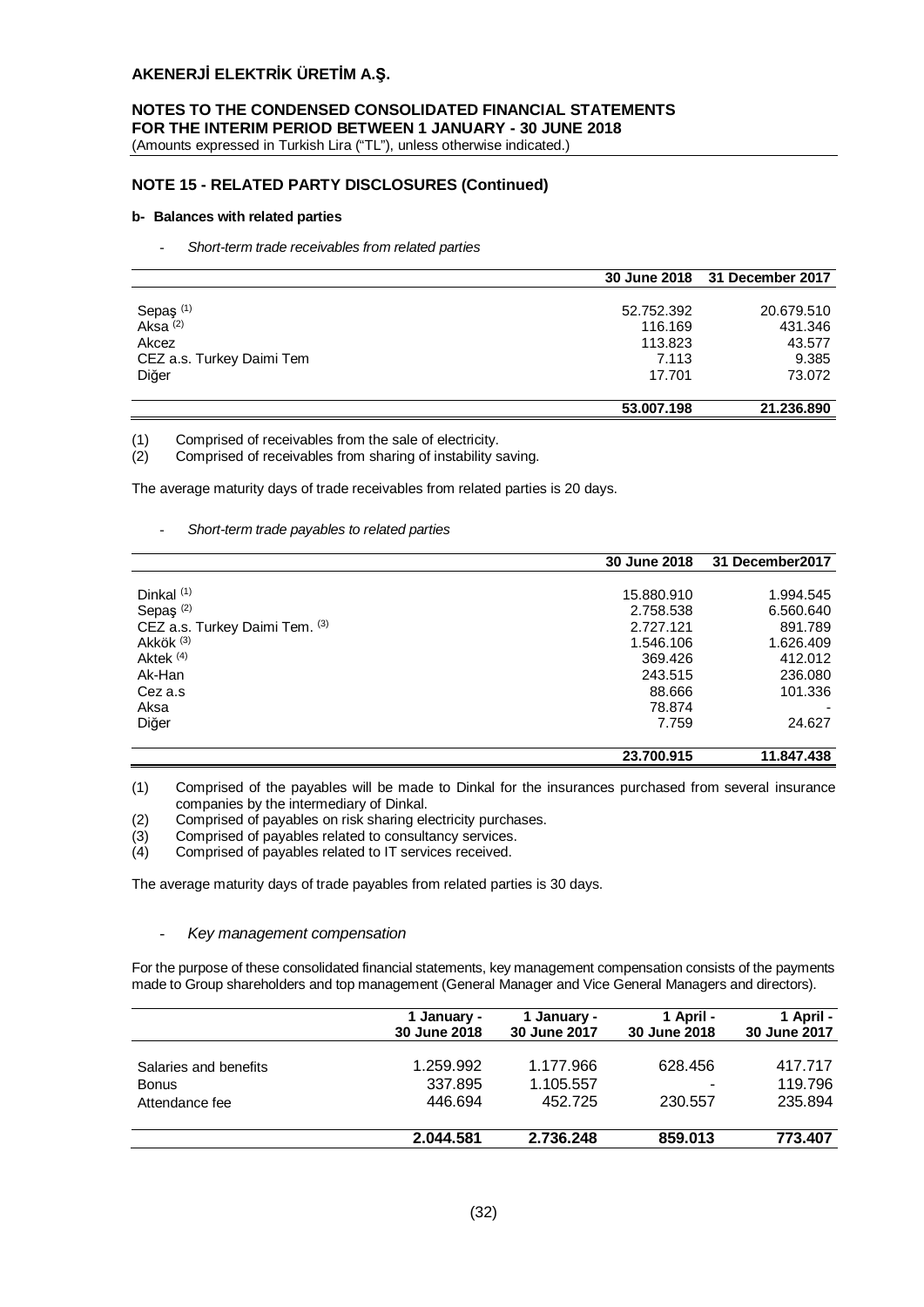## NOTE 15 - RELATED PARTY DISCLOSURES (Continued)

### b- Balances with related parties

- *Short-term trade receivables from related parties*

| | 30 June 2018 | 31 December 2017 |
|---|---|---|
| Sepaş [1] | 52.752.392 | 20.679.510 |
| Aksa [2] | 116.169 | 431.346 |
| Akcez | 113.823 | 43.577 |
| CEZ a.s. Turkey Daimi Tem | 7.113 | 9.385 |
| Diğer | 17.701 | 73.072 |
| | **53.007.198** | **21.236.890** |

(1) Comprised of receivables from the sale of electricity.
(2) Comprised of receivables from sharing of instability saving.

The average maturity days of trade receivables from related parties is 20 days.

- *Short-term trade payables to related parties*

| | 30 June 2018 | 31 December2017 |
|---|---|---|
| Dinkal [1] | 15.880.910 | 1.994.545 |
| Sepaş [2] | 2.758.538 | 6.560.640 |
| CEZ a.s. Turkey Daimi Tem. [3] | 2.727.121 | 891.789 |
| Akkök [3] | 1.546.106 | 1.626.409 |
| Aktek [4] | 369.426 | 412.012 |
| Ak-Han | 243.515 | 236.080 |
| Cez a.s | 88.666 | 101.336 |
| Aksa | 78.874 | - |
| Diğer | 7.759 | 24.627 |
| | **23.700.915** | **11.847.438** |

(1) Comprised of the payables will be made to Dinkal for the insurances purchased from several insurance companies by the intermediary of Dinkal.
(2) Comprised of payables on risk sharing electricity purchases.
(3) Comprised of payables related to consultancy services.
(4) Comprised of payables related to IT services received.

The average maturity days of trade payables from related parties is 30 days.

- *Key management compensation*

For the purpose of these consolidated financial statements, key management compensation consists of the payments made to Group shareholders and top management (General Manager and Vice General Managers and directors).

| | 1 January - 30 June 2018 | 1 January - 30 June 2017 | 1 April - 30 June 2018 | 1 April - 30 June 2017 |
|---|---|---|---|---|
| Salaries and benefits | 1.259.992 | 1.177.966 | 628.456 | 417.717 |
| Bonus | 337.895 | 1.105.557 | - | 119.796 |
| Attendance fee | 446.694 | 452.725 | 230.557 | 235.894 |
| | **2.044.581** | **2.736.248** | **859.013** | **773.407** |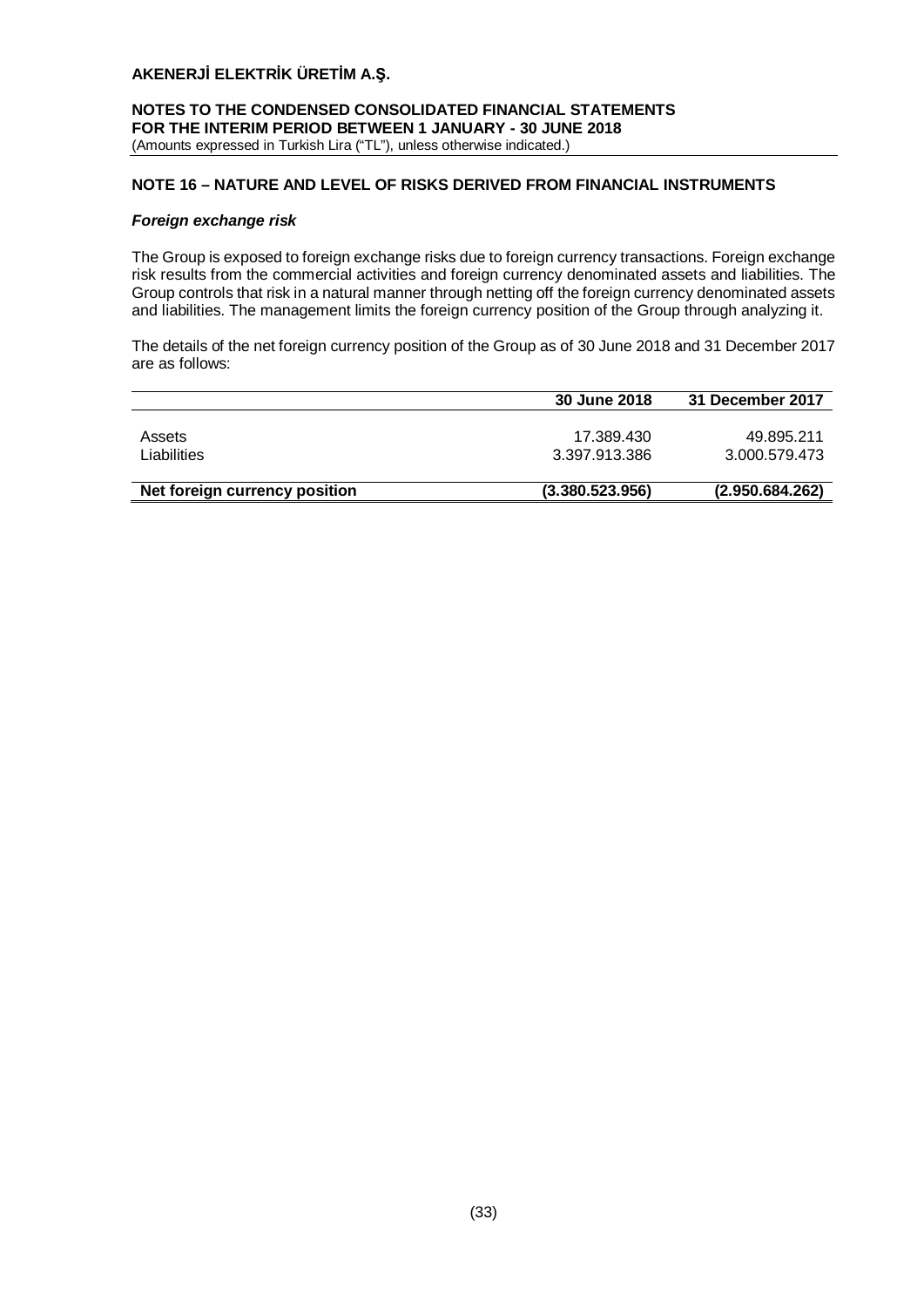## NOTE 16 – NATURE AND LEVEL OF RISKS DERIVED FROM FINANCIAL INSTRUMENTS

### *Foreign exchange risk*

The Group is exposed to foreign exchange risks due to foreign currency transactions. Foreign exchange risk results from the commercial activities and foreign currency denominated assets and liabilities. The Group controls that risk in a natural manner through netting off the foreign currency denominated assets and liabilities. The management limits the foreign currency position of the Group through analyzing it.

The details of the net foreign currency position of the Group as of 30 June 2018 and 31 December 2017 are as follows:

| | 30 June 2018 | 31 December 2017 |
|---|---|---|
| Assets | 17.389.430 | 49.895.211 |
| Liabilities | 3.397.913.386 | 3.000.579.473 |
| **Net foreign currency position** | **(3.380.523.956)** | **(2.950.684.262)** |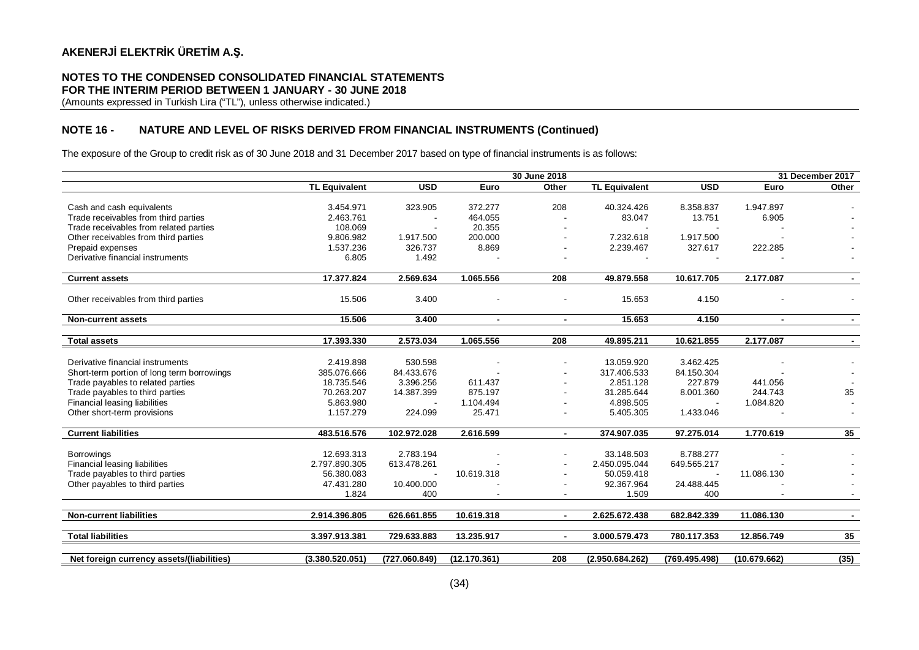# AKENERJİ ELEKTRİK ÜRETİM A.Ş.

## NOTES TO THE CONDENSED CONSOLIDATED FINANCIAL STATEMENTS FOR THE INTERIM PERIOD BETWEEN 1 JANUARY - 30 JUNE 2018

(Amounts expressed in Turkish Lira ("TL"), unless otherwise indicated.)

## NOTE 16 - NATURE AND LEVEL OF RISKS DERIVED FROM FINANCIAL INSTRUMENTS (Continued)

The exposure of the Group to credit risk as of 30 June 2018 and 31 December 2017 based on type of financial instruments is as follows:

| | 30 June 2018 | | | | 31 December 2017 | | | |
|---|---|---|---|---|---|---|---|---|
| | TL Equivalent | USD | Euro | Other | TL Equivalent | USD | Euro | Other |
| Cash and cash equivalents | 3.454.971 | 323.905 | 372.277 | 208 | 40.324.426 | 8.358.837 | 1.947.897 | - |
| Trade receivables from third parties | 2.463.761 | - | 464.055 | - | 83.047 | 13.751 | 6.905 | - |
| Trade receivables from related parties | 108.069 | - | 20.355 | - | - | - | - | - |
| Other receivables from third parties | 9.806.982 | 1.917.500 | 200.000 | - | 7.232.618 | 1.917.500 | - | - |
| Prepaid expenses | 1.537.236 | 326.737 | 8.869 | - | 2.239.467 | 327.617 | 222.285 | - |
| Derivative financial instruments | 6.805 | 1.492 | - | - | - | - | - | - |
| **Current assets** | **17.377.824** | **2.569.634** | **1.065.556** | **208** | **49.879.558** | **10.617.705** | **2.177.087** | **-** |
| Other receivables from third parties | 15.506 | 3.400 | - | - | 15.653 | 4.150 | - | - |
| **Non-current assets** | **15.506** | **3.400** | **-** | **-** | **15.653** | **4.150** | **-** | **-** |
| **Total assets** | **17.393.330** | **2.573.034** | **1.065.556** | **208** | **49.895.211** | **10.621.855** | **2.177.087** | **-** |
| Derivative financial instruments | 2.419.898 | 530.598 | - | - | 13.059.920 | 3.462.425 | - | - |
| Short-term portion of long term borrowings | 385.076.666 | 84.433.676 | - | - | 317.406.533 | 84.150.304 | - | - |
| Trade payables to related parties | 18.735.546 | 3.396.256 | 611.437 | - | 2.851.128 | 227.879 | 441.056 | - |
| Trade payables to third parties | 70.263.207 | 14.387.399 | 875.197 | - | 31.285.644 | 8.001.360 | 244.743 | 35 |
| Financial leasing liabilities | 5.863.980 | - | 1.104.494 | - | 4.898.505 | - | 1.084.820 | - |
| Other short-term provisions | 1.157.279 | 224.099 | 25.471 | - | 5.405.305 | 1.433.046 | - | - |
| **Current liabilities** | **483.516.576** | **102.972.028** | **2.616.599** | **-** | **374.907.035** | **97.275.014** | **1.770.619** | **35** |
| Borrowings | 12.693.313 | 2.783.194 | - | - | 33.148.503 | 8.788.277 | - | - |
| Financial leasing liabilities | 2.797.890.305 | 613.478.261 | - | - | 2.450.095.044 | 649.565.217 | - | - |
| Trade payables to third parties | 56.380.083 | - | 10.619.318 | - | 50.059.418 | - | 11.086.130 | - |
| Other payables to third parties | 47.431.280 | 10.400.000 | - | - | 92.367.964 | 24.488.445 | - | - |
| | 1.824 | 400 | - | - | 1.509 | 400 | - | - |
| **Non-current liabilities** | **2.914.396.805** | **626.661.855** | **10.619.318** | **-** | **2.625.672.438** | **682.842.339** | **11.086.130** | **-** |
| **Total liabilities** | **3.397.913.381** | **729.633.883** | **13.235.917** | **-** | **3.000.579.473** | **780.117.353** | **12.856.749** | **35** |
| **Net foreign currency assets/(liabilities)** | **(3.380.520.051)** | **(727.060.849)** | **(12.170.361)** | **208** | **(2.950.684.262)** | **(769.495.498)** | **(10.679.662)** | **(35)** |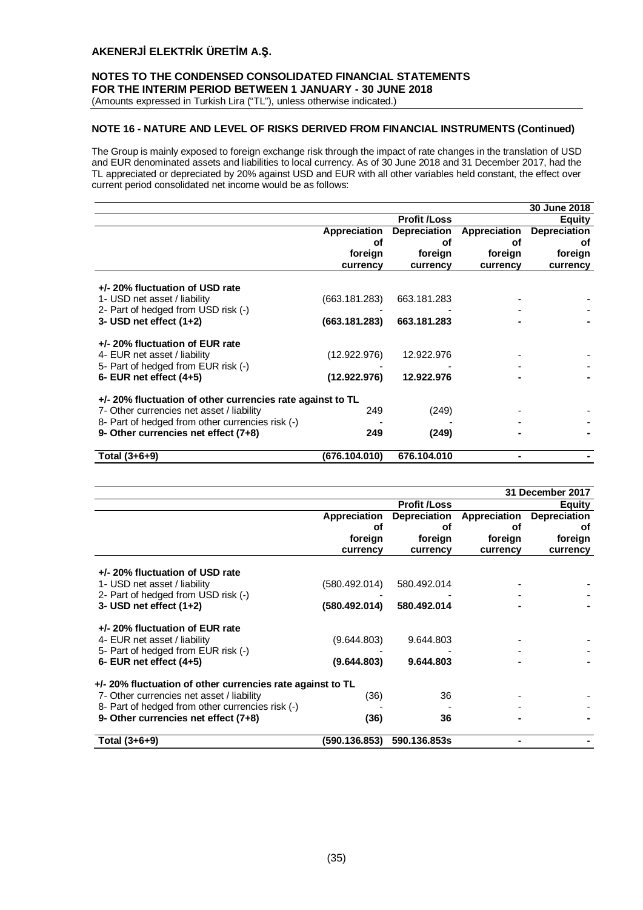## NOTE 16 - NATURE AND LEVEL OF RISKS DERIVED FROM FINANCIAL INSTRUMENTS (Continued)

The Group is mainly exposed to foreign exchange risk through the impact of rate changes in the translation of USD and EUR denominated assets and liabilities to local currency. As of 30 June 2018 and 31 December 2017, had the TL appreciated or depreciated by 20% against USD and EUR with all other variables held constant, the effect over current period consolidated net income would be as follows:

| | | | | **30 June 2018** |
|---|---|---|---|---|
| | **Profit /Loss** | | **Equity** | |
| | **Appreciation of foreign currency** | **Depreciation of foreign currency** | **Appreciation of foreign currency** | **Depreciation of foreign currency** |
| **+/- 20% fluctuation of USD rate** | | | | |
| 1- USD net asset / liability | (663.181.283) | 663.181.283 | - | - |
| 2- Part of hedged from USD risk (-) | - | - | - | - |
| **3- USD net effect (1+2)** | **(663.181.283)** | **663.181.283** | **-** | **-** |
| **+/- 20% fluctuation of EUR rate** | | | | |
| 4- EUR net asset / liability | (12.922.976) | 12.922.976 | - | - |
| 5- Part of hedged from EUR risk (-) | - | - | - | - |
| **6- EUR net effect (4+5)** | **(12.922.976)** | **12.922.976** | **-** | **-** |
| **+/- 20% fluctuation of other currencies rate against to TL** | | | | |
| 7- Other currencies net asset / liability | 249 | (249) | - | - |
| 8- Part of hedged from other currencies risk (-) | - | - | - | - |
| **9- Other currencies net effect (7+8)** | **249** | **(249)** | **-** | **-** |
| **Total (3+6+9)** | **(676.104.010)** | **676.104.010** | **-** | **-** |

| | | | | **31 December 2017** |
|---|---|---|---|---|
| | **Profit /Loss** | | **Equity** | |
| | **Appreciation of foreign currency** | **Depreciation of foreign currency** | **Appreciation of foreign currency** | **Depreciation of foreign currency** |
| **+/- 20% fluctuation of USD rate** | | | | |
| 1- USD net asset / liability | (580.492.014) | 580.492.014 | - | - |
| 2- Part of hedged from USD risk (-) | - | - | - | - |
| **3- USD net effect (1+2)** | **(580.492.014)** | **580.492.014** | **-** | **-** |
| **+/- 20% fluctuation of EUR rate** | | | | |
| 4- EUR net asset / liability | (9.644.803) | 9.644.803 | - | - |
| 5- Part of hedged from EUR risk (-) | - | - | - | - |
| **6- EUR net effect (4+5)** | **(9.644.803)** | **9.644.803** | **-** | **-** |
| **+/- 20% fluctuation of other currencies rate against to TL** | | | | |
| 7- Other currencies net asset / liability | (36) | 36 | - | - |
| 8- Part of hedged from other currencies risk (-) | - | - | - | - |
| **9- Other currencies net effect (7+8)** | **(36)** | **36** | **-** | **-** |
| **Total (3+6+9)** | **(590.136.853)** | **590.136.853s** | **-** | **-** |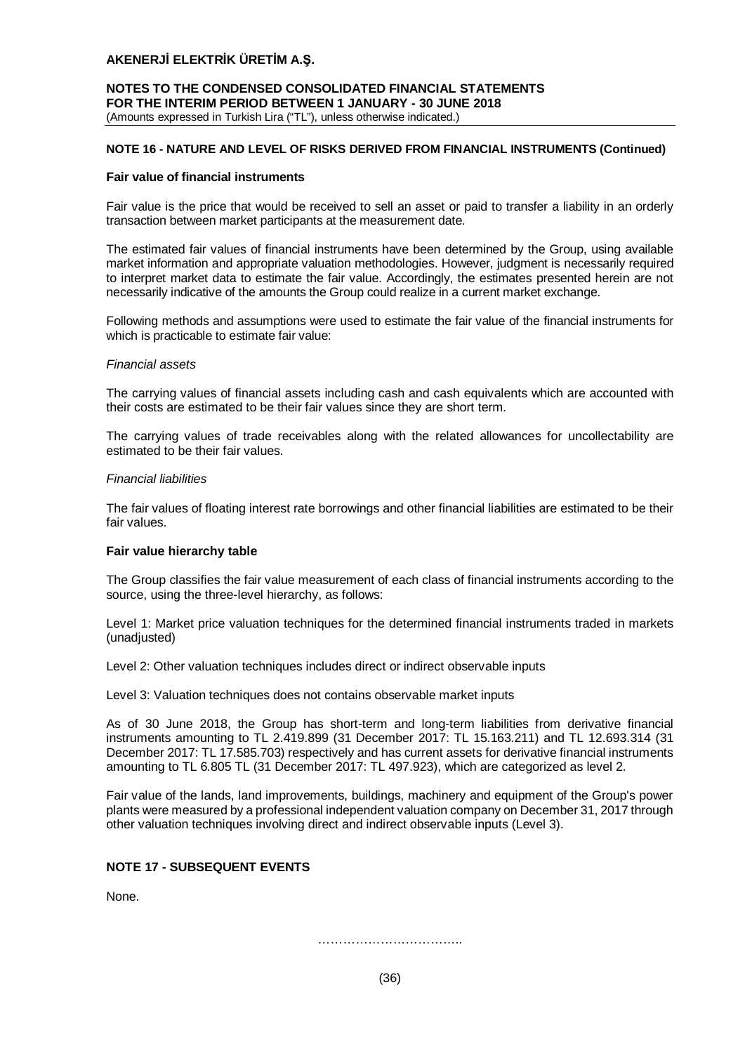## NOTE 16 - NATURE AND LEVEL OF RISKS DERIVED FROM FINANCIAL INSTRUMENTS (Continued)

### Fair value of financial instruments

Fair value is the price that would be received to sell an asset or paid to transfer a liability in an orderly transaction between market participants at the measurement date.

The estimated fair values of financial instruments have been determined by the Group, using available market information and appropriate valuation methodologies. However, judgment is necessarily required to interpret market data to estimate the fair value. Accordingly, the estimates presented herein are not necessarily indicative of the amounts the Group could realize in a current market exchange.

Following methods and assumptions were used to estimate the fair value of the financial instruments for which is practicable to estimate fair value:

*Financial assets*

The carrying values of financial assets including cash and cash equivalents which are accounted with their costs are estimated to be their fair values since they are short term.

The carrying values of trade receivables along with the related allowances for uncollectability are estimated to be their fair values.

*Financial liabilities*

The fair values of floating interest rate borrowings and other financial liabilities are estimated to be their fair values.

### Fair value hierarchy table

The Group classifies the fair value measurement of each class of financial instruments according to the source, using the three-level hierarchy, as follows:

Level 1: Market price valuation techniques for the determined financial instruments traded in markets (unadjusted)

Level 2: Other valuation techniques includes direct or indirect observable inputs

Level 3: Valuation techniques does not contains observable market inputs

As of 30 June 2018, the Group has short-term and long-term liabilities from derivative financial instruments amounting to TL 2.419.899 (31 December 2017: TL 15.163.211) and TL 12.693.314 (31 December 2017: TL 17.585.703) respectively and has current assets for derivative financial instruments amounting to TL 6.805 TL (31 December 2017: TL 497.923), which are categorized as level 2.

Fair value of the lands, land improvements, buildings, machinery and equipment of the Group's power plants were measured by a professional independent valuation company on December 31, 2017 through other valuation techniques involving direct and indirect observable inputs (Level 3).

## NOTE 17 - SUBSEQUENT EVENTS

None.

……………………………..